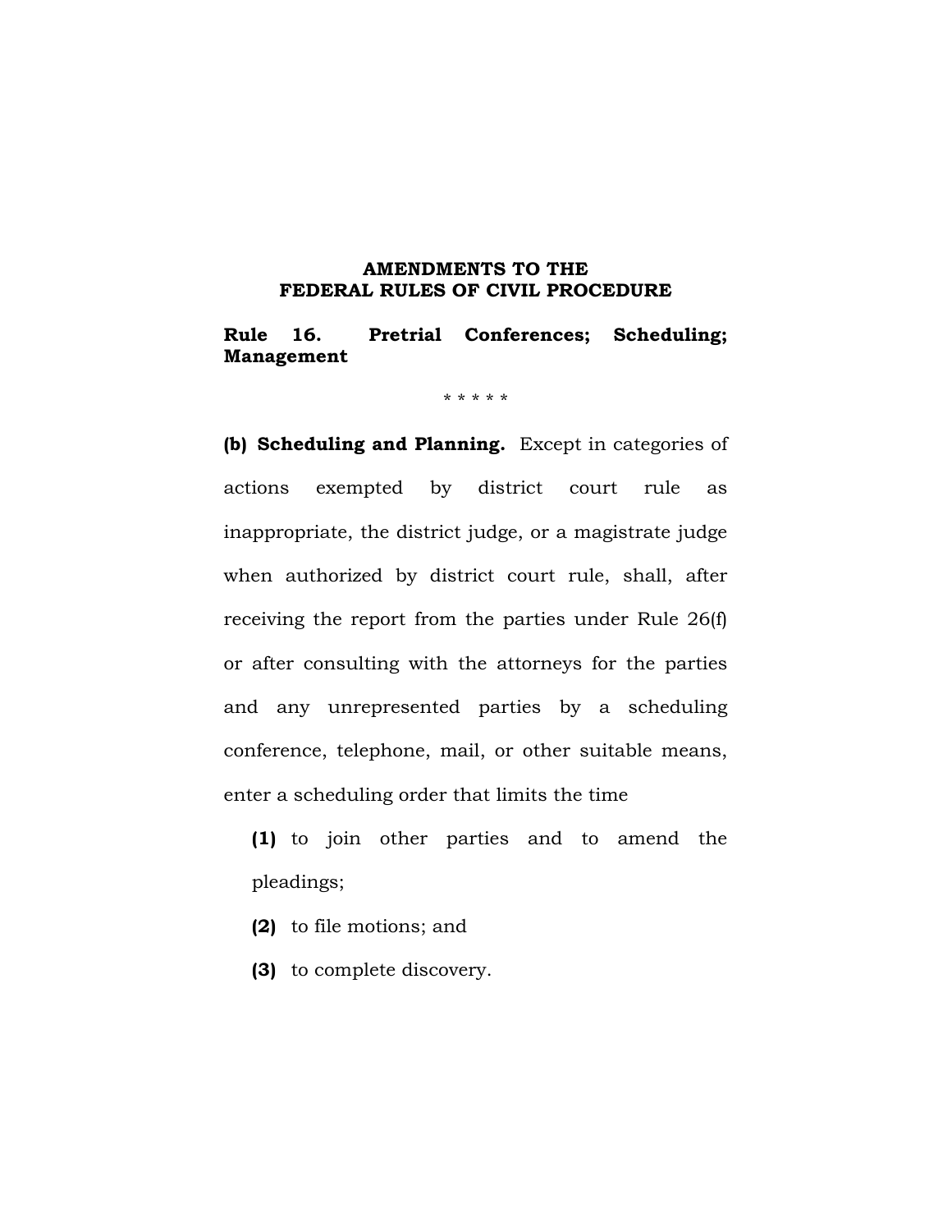# AMENDMENTS TO THE FEDERAL RULES OF CIVIL PROCEDURE

## Rule 16. Pretrial Conferences; Scheduling; Management

\* \* \* \* \*

**(b) Scheduling and Planning.** Except in categories of actions exempted by district court rule as inappropriate, the district judge, or a magistrate judge when authorized by district court rule, shall, after receiving the report from the parties under Rule 26(f) or after consulting with the attorneys for the parties and any unrepresented parties by a scheduling conference, telephone, mail, or other suitable means, enter a scheduling order that limits the time

**(1)** to join other parties and to amend the pleadings;

**(2)** to file motions; and

**(3)** to complete discovery.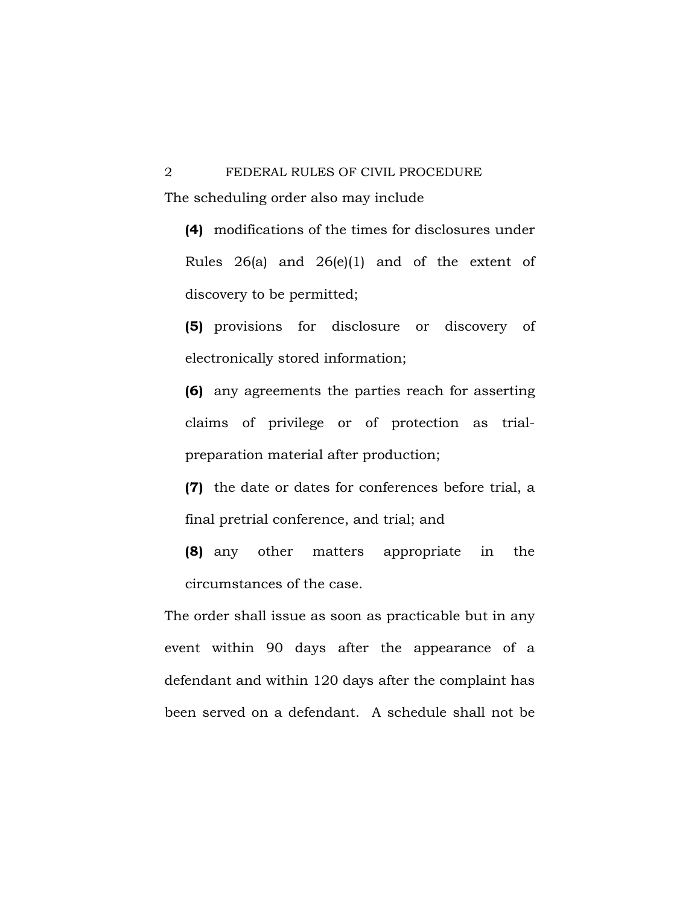The scheduling order also may include

**(4)** modifications of the times for disclosures under Rules 26(a) and 26(e)(1) and of the extent of discovery to be permitted;

**(5)** provisions for disclosure or discovery of electronically stored information;

**(6)** any agreements the parties reach for asserting claims of privilege or of protection as trial-preparation material after production;

**(7)** the date or dates for conferences before trial, a final pretrial conference, and trial; and

**(8)** any other matters appropriate in the circumstances of the case.

The order shall issue as soon as practicable but in any event within 90 days after the appearance of a defendant and within 120 days after the complaint has been served on a defendant. A schedule shall not be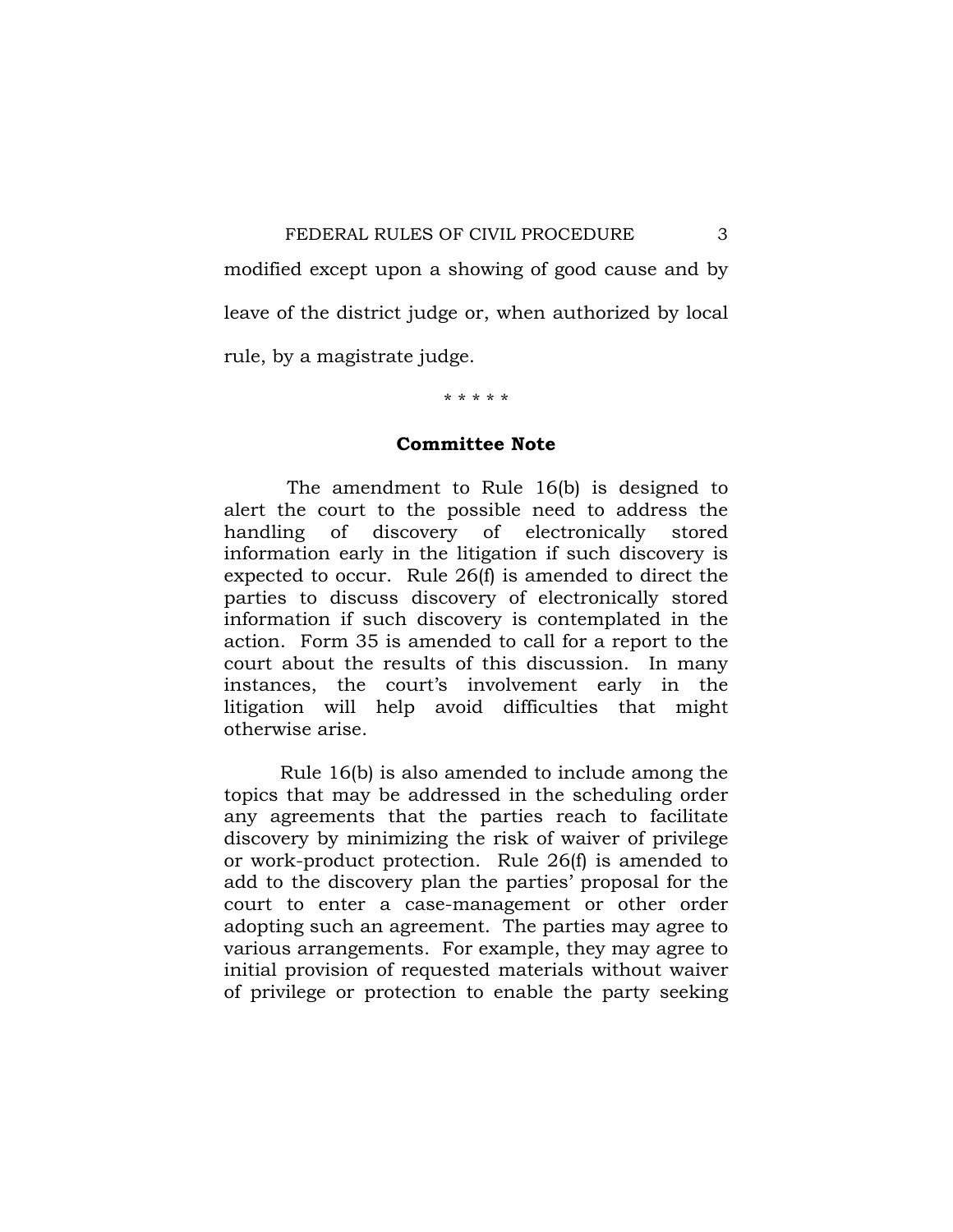modified except upon a showing of good cause and by leave of the district judge or, when authorized by local rule, by a magistrate judge.

* * * * *

**Committee Note**

The amendment to Rule 16(b) is designed to alert the court to the possible need to address the handling of discovery of electronically stored information early in the litigation if such discovery is expected to occur. Rule 26(f) is amended to direct the parties to discuss discovery of electronically stored information if such discovery is contemplated in the action. Form 35 is amended to call for a report to the court about the results of this discussion. In many instances, the court's involvement early in the litigation will help avoid difficulties that might otherwise arise.

Rule 16(b) is also amended to include among the topics that may be addressed in the scheduling order any agreements that the parties reach to facilitate discovery by minimizing the risk of waiver of privilege or work-product protection. Rule 26(f) is amended to add to the discovery plan the parties' proposal for the court to enter a case-management or other order adopting such an agreement. The parties may agree to various arrangements. For example, they may agree to initial provision of requested materials without waiver of privilege or protection to enable the party seeking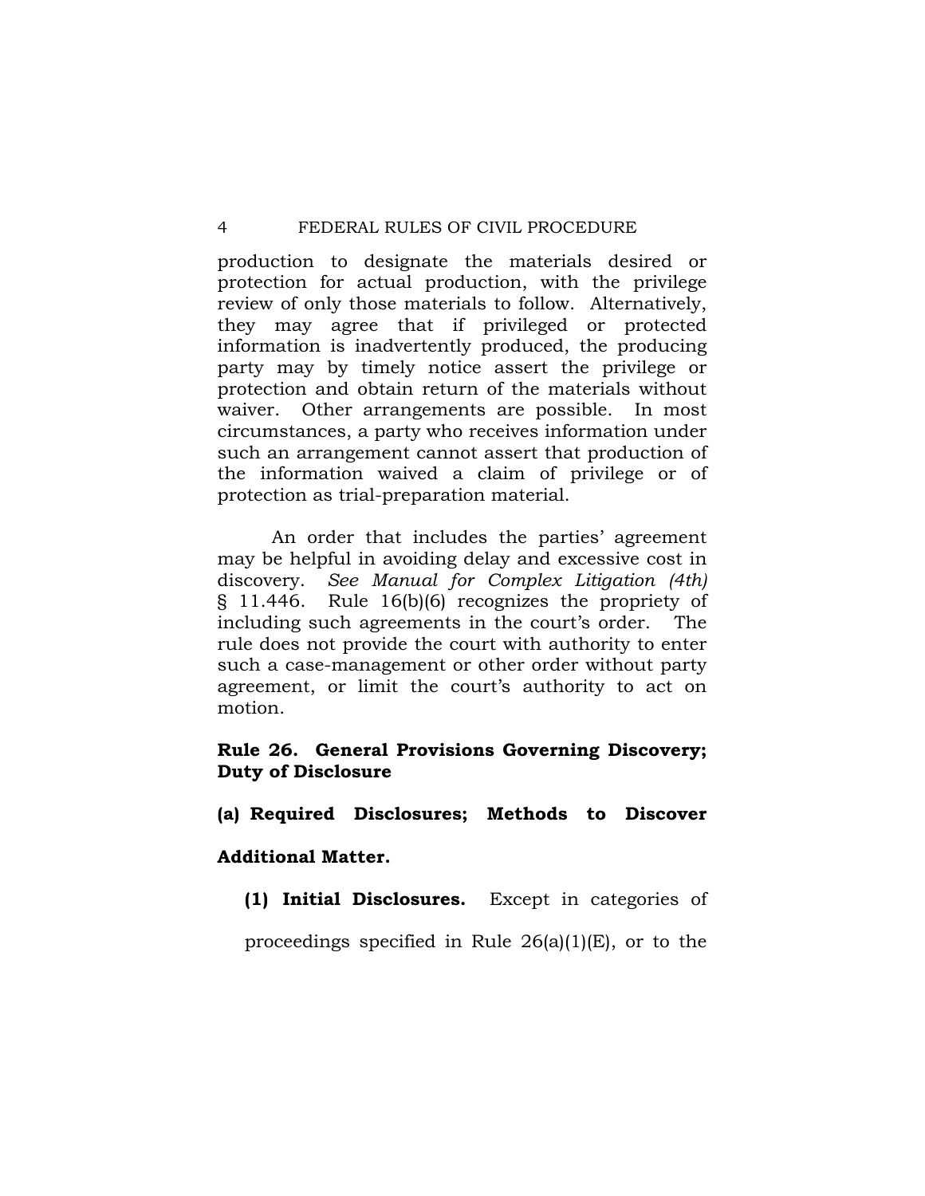production to designate the materials desired or protection for actual production, with the privilege review of only those materials to follow. Alternatively, they may agree that if privileged or protected information is inadvertently produced, the producing party may by timely notice assert the privilege or protection and obtain return of the materials without waiver. Other arrangements are possible. In most circumstances, a party who receives information under such an arrangement cannot assert that production of the information waived a claim of privilege or of protection as trial-preparation material.

An order that includes the parties' agreement may be helpful in avoiding delay and excessive cost in discovery. *See Manual for Complex Litigation (4th)* § 11.446. Rule 16(b)(6) recognizes the propriety of including such agreements in the court's order. The rule does not provide the court with authority to enter such a case-management or other order without party agreement, or limit the court's authority to act on motion.

**Rule 26. General Provisions Governing Discovery; Duty of Disclosure**

**(a) Required Disclosures; Methods to Discover Additional Matter.**

**(1) Initial Disclosures.** Except in categories of proceedings specified in Rule 26(a)(1)(E), or to the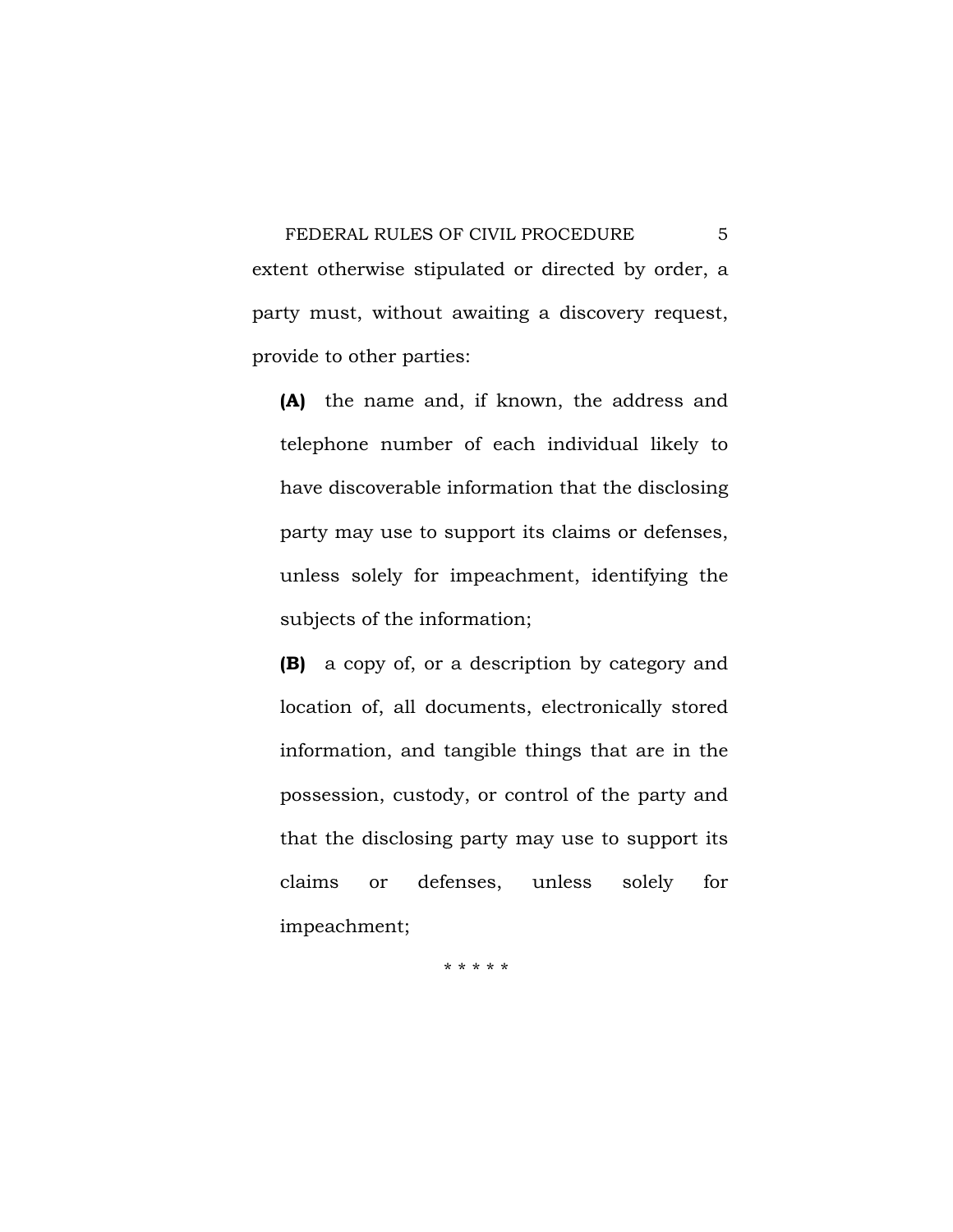extent otherwise stipulated or directed by order, a party must, without awaiting a discovery request, provide to other parties:

**(A)** the name and, if known, the address and telephone number of each individual likely to have discoverable information that the disclosing party may use to support its claims or defenses, unless solely for impeachment, identifying the subjects of the information;

**(B)** a copy of, or a description by category and location of, all documents, electronically stored information, and tangible things that are in the possession, custody, or control of the party and that the disclosing party may use to support its claims or defenses, unless solely for impeachment;

\* \* \* \* \*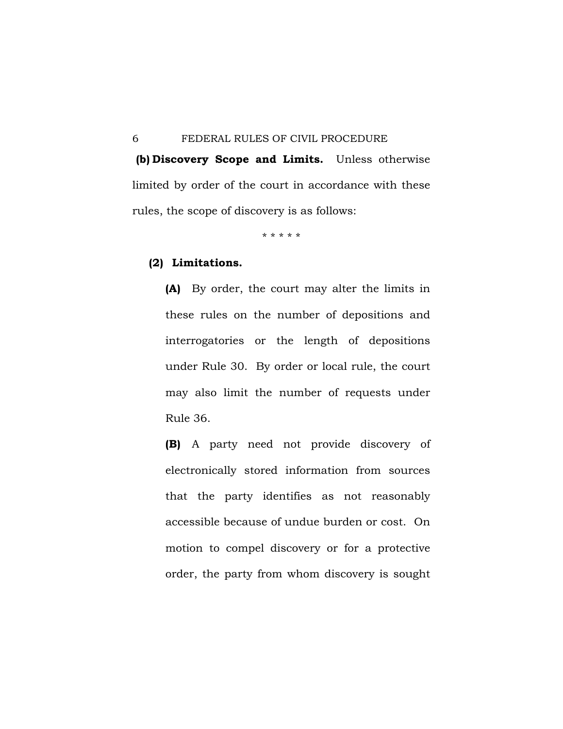**(b) Discovery Scope and Limits.** Unless otherwise limited by order of the court in accordance with these rules, the scope of discovery is as follows:

\* \* \* \* \*

**(2) Limitations.**

**(A)** By order, the court may alter the limits in these rules on the number of depositions and interrogatories or the length of depositions under Rule 30. By order or local rule, the court may also limit the number of requests under Rule 36.

**(B)** A party need not provide discovery of electronically stored information from sources that the party identifies as not reasonably accessible because of undue burden or cost. On motion to compel discovery or for a protective order, the party from whom discovery is sought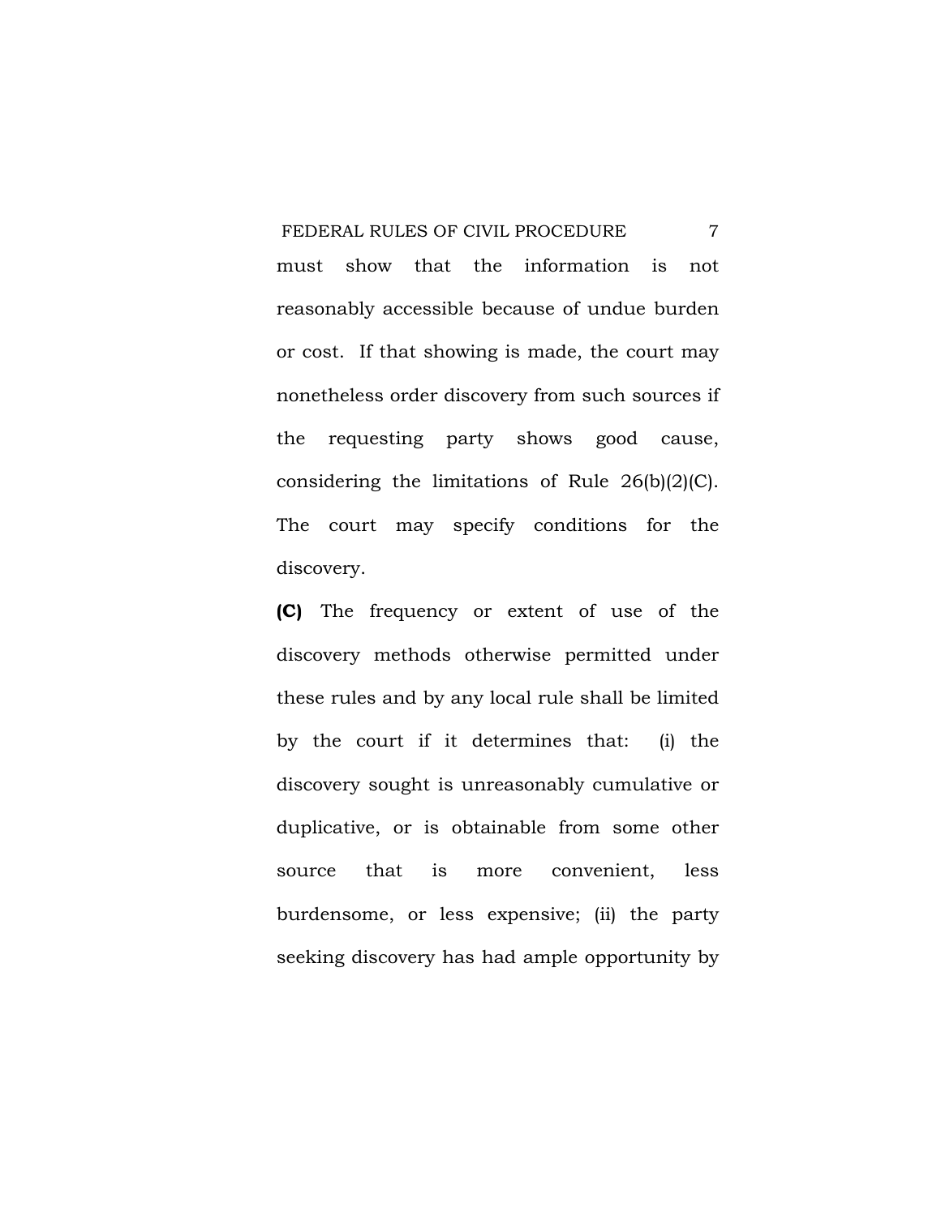must show that the information is not reasonably accessible because of undue burden or cost. If that showing is made, the court may nonetheless order discovery from such sources if the requesting party shows good cause, considering the limitations of Rule 26(b)(2)(C). The court may specify conditions for the discovery.

**(C)** The frequency or extent of use of the discovery methods otherwise permitted under these rules and by any local rule shall be limited by the court if it determines that: (i) the discovery sought is unreasonably cumulative or duplicative, or is obtainable from some other source that is more convenient, less burdensome, or less expensive; (ii) the party seeking discovery has had ample opportunity by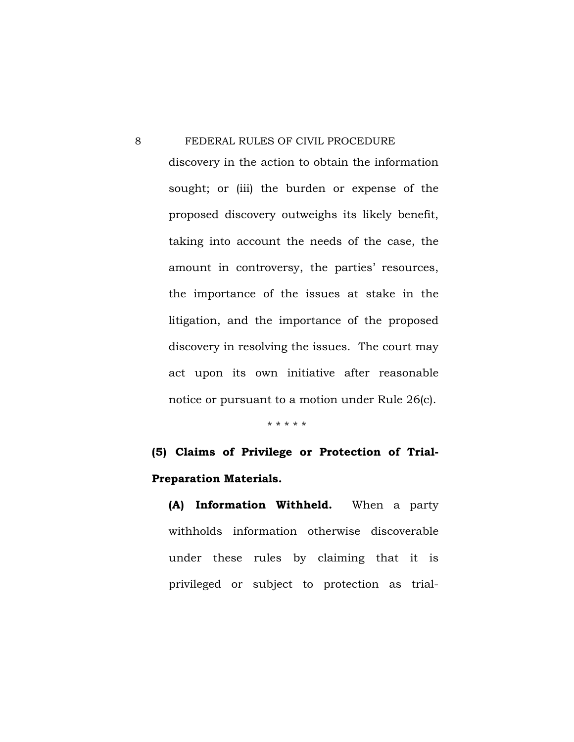discovery in the action to obtain the information sought; or (iii) the burden or expense of the proposed discovery outweighs its likely benefit, taking into account the needs of the case, the amount in controversy, the parties' resources, the importance of the issues at stake in the litigation, and the importance of the proposed discovery in resolving the issues. The court may act upon its own initiative after reasonable notice or pursuant to a motion under Rule 26(c).

\* \* \* \* \*

**(5) Claims of Privilege or Protection of Trial-Preparation Materials.**

**(A) Information Withheld.** When a party withholds information otherwise discoverable under these rules by claiming that it is privileged or subject to protection as trial-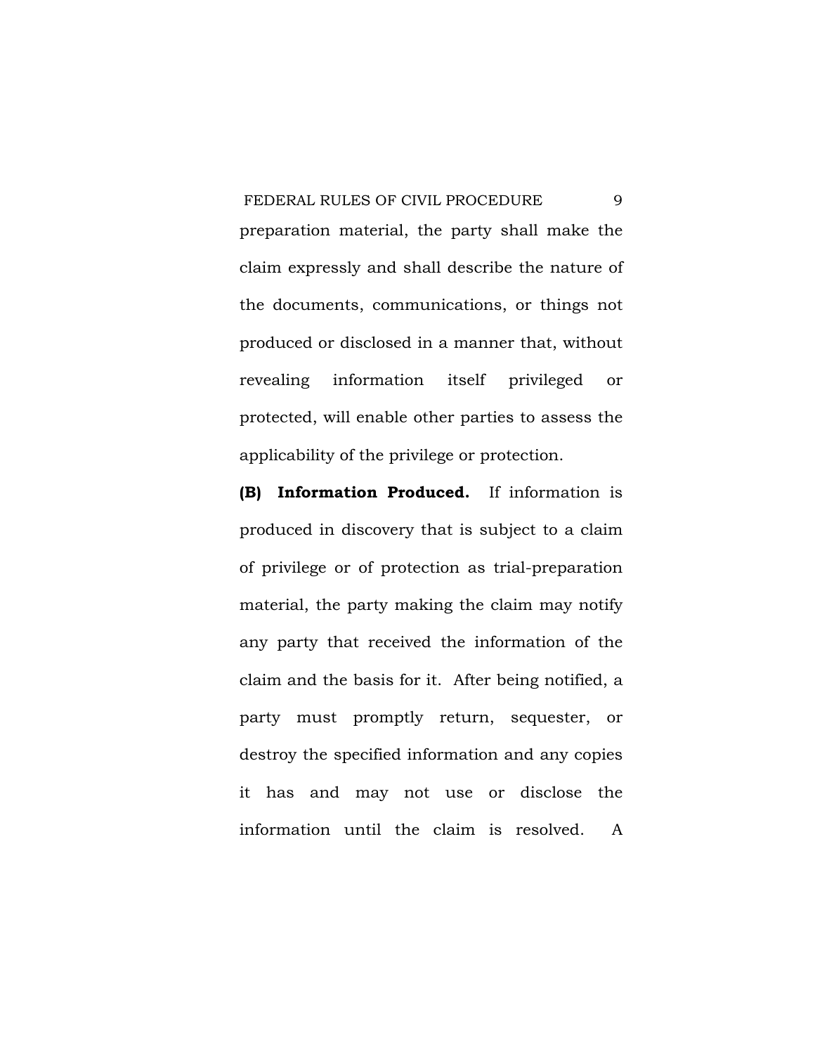preparation material, the party shall make the claim expressly and shall describe the nature of the documents, communications, or things not produced or disclosed in a manner that, without revealing information itself privileged or protected, will enable other parties to assess the applicability of the privilege or protection.

**(B) Information Produced.** If information is produced in discovery that is subject to a claim of privilege or of protection as trial-preparation material, the party making the claim may notify any party that received the information of the claim and the basis for it. After being notified, a party must promptly return, sequester, or destroy the specified information and any copies it has and may not use or disclose the information until the claim is resolved. A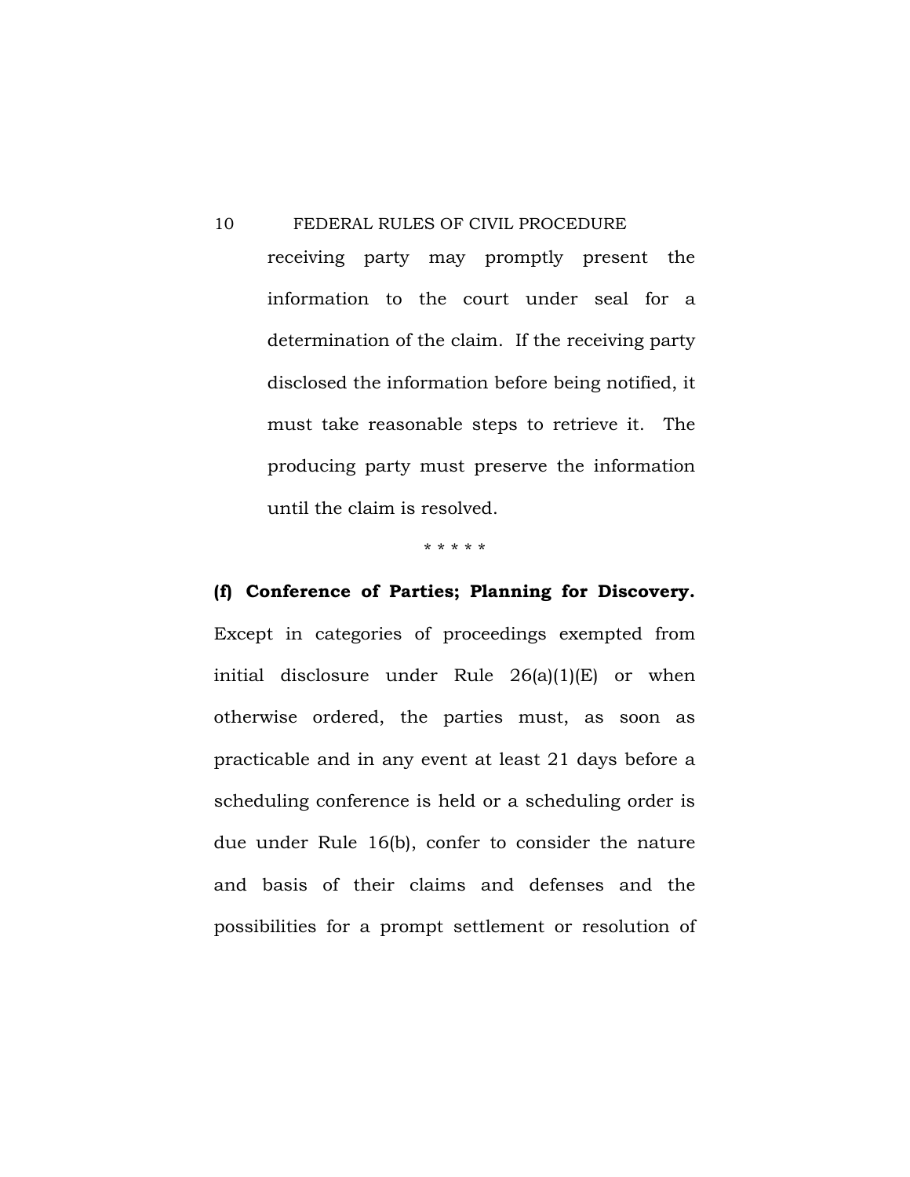receiving party may promptly present the information to the court under seal for a determination of the claim. If the receiving party disclosed the information before being notified, it must take reasonable steps to retrieve it. The producing party must preserve the information until the claim is resolved.

* * * * *

**(f) Conference of Parties; Planning for Discovery.** Except in categories of proceedings exempted from initial disclosure under Rule 26(a)(1)(E) or when otherwise ordered, the parties must, as soon as practicable and in any event at least 21 days before a scheduling conference is held or a scheduling order is due under Rule 16(b), confer to consider the nature and basis of their claims and defenses and the possibilities for a prompt settlement or resolution of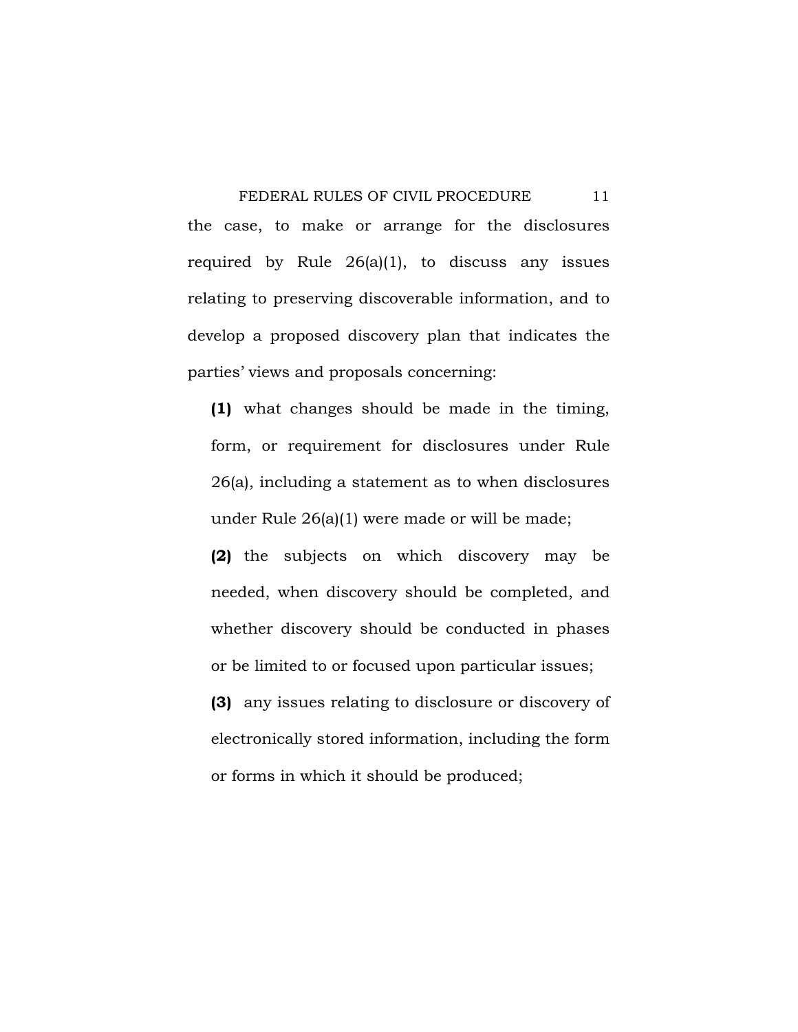the case, to make or arrange for the disclosures required by Rule 26(a)(1), to discuss any issues relating to preserving discoverable information, and to develop a proposed discovery plan that indicates the parties' views and proposals concerning:

**(1)** what changes should be made in the timing, form, or requirement for disclosures under Rule 26(a), including a statement as to when disclosures under Rule 26(a)(1) were made or will be made;

**(2)** the subjects on which discovery may be needed, when discovery should be completed, and whether discovery should be conducted in phases or be limited to or focused upon particular issues;

**(3)** any issues relating to disclosure or discovery of electronically stored information, including the form or forms in which it should be produced;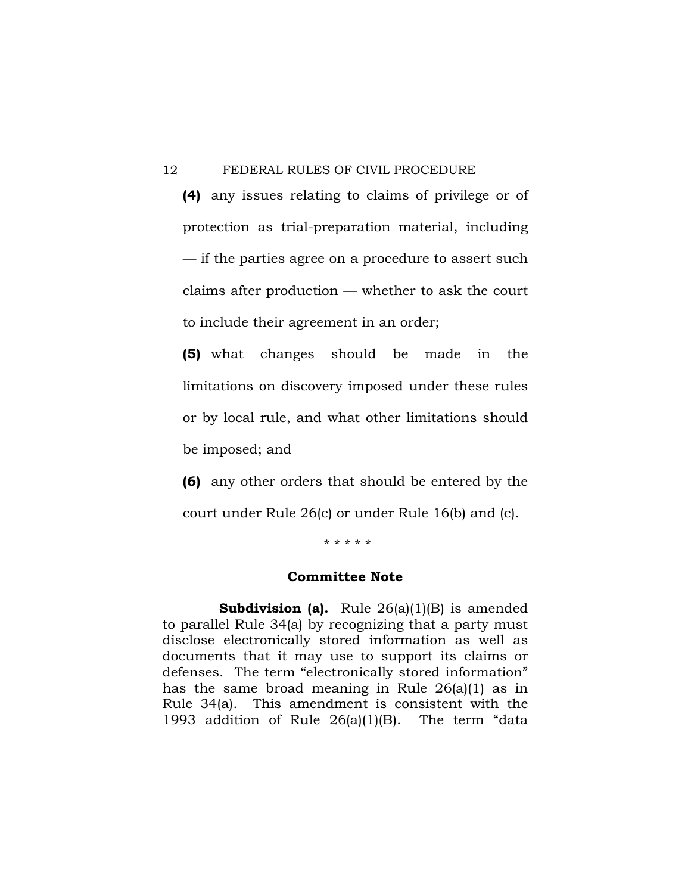**(4)** any issues relating to claims of privilege or of protection as trial-preparation material, including — if the parties agree on a procedure to assert such claims after production — whether to ask the court to include their agreement in an order;

**(5)** what changes should be made in the limitations on discovery imposed under these rules or by local rule, and what other limitations should be imposed; and

**(6)** any other orders that should be entered by the court under Rule 26(c) or under Rule 16(b) and (c).

\* \* \* \* \*

## Committee Note

**Subdivision (a).** Rule 26(a)(1)(B) is amended to parallel Rule 34(a) by recognizing that a party must disclose electronically stored information as well as documents that it may use to support its claims or defenses. The term "electronically stored information" has the same broad meaning in Rule 26(a)(1) as in Rule 34(a). This amendment is consistent with the 1993 addition of Rule 26(a)(1)(B). The term "data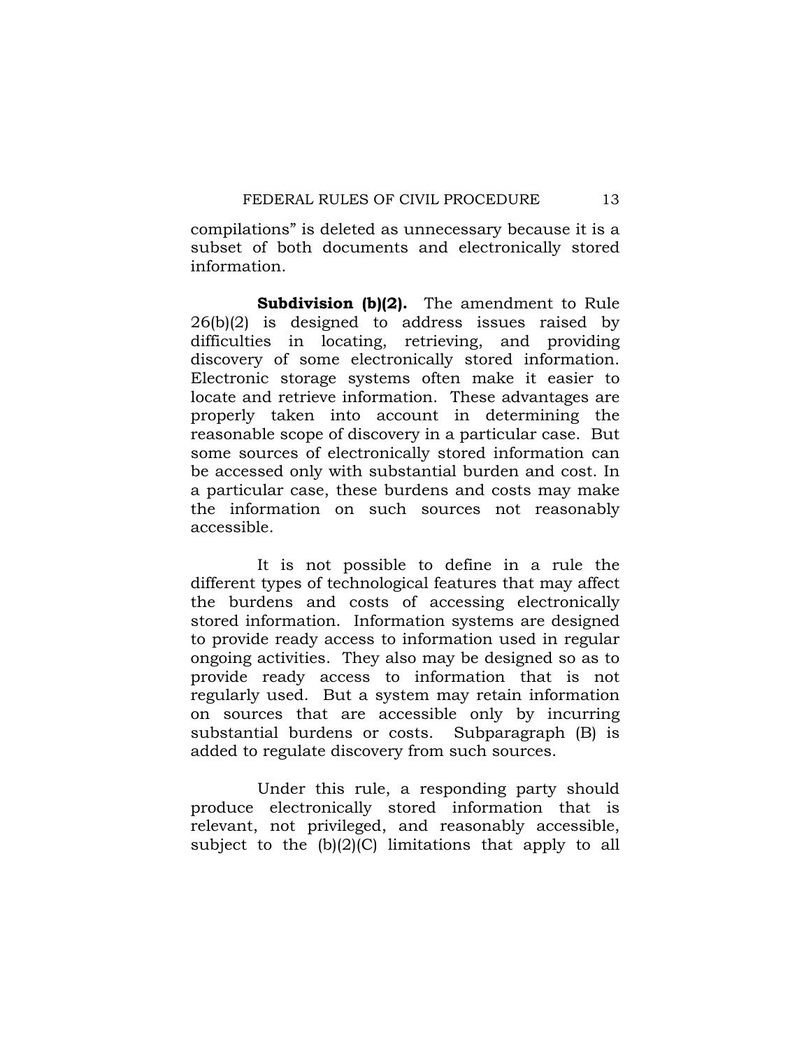compilations" is deleted as unnecessary because it is a subset of both documents and electronically stored information.

**Subdivision (b)(2).** The amendment to Rule 26(b)(2) is designed to address issues raised by difficulties in locating, retrieving, and providing discovery of some electronically stored information. Electronic storage systems often make it easier to locate and retrieve information. These advantages are properly taken into account in determining the reasonable scope of discovery in a particular case. But some sources of electronically stored information can be accessed only with substantial burden and cost. In a particular case, these burdens and costs may make the information on such sources not reasonably accessible.

It is not possible to define in a rule the different types of technological features that may affect the burdens and costs of accessing electronically stored information. Information systems are designed to provide ready access to information used in regular ongoing activities. They also may be designed so as to provide ready access to information that is not regularly used. But a system may retain information on sources that are accessible only by incurring substantial burdens or costs. Subparagraph (B) is added to regulate discovery from such sources.

Under this rule, a responding party should produce electronically stored information that is relevant, not privileged, and reasonably accessible, subject to the (b)(2)(C) limitations that apply to all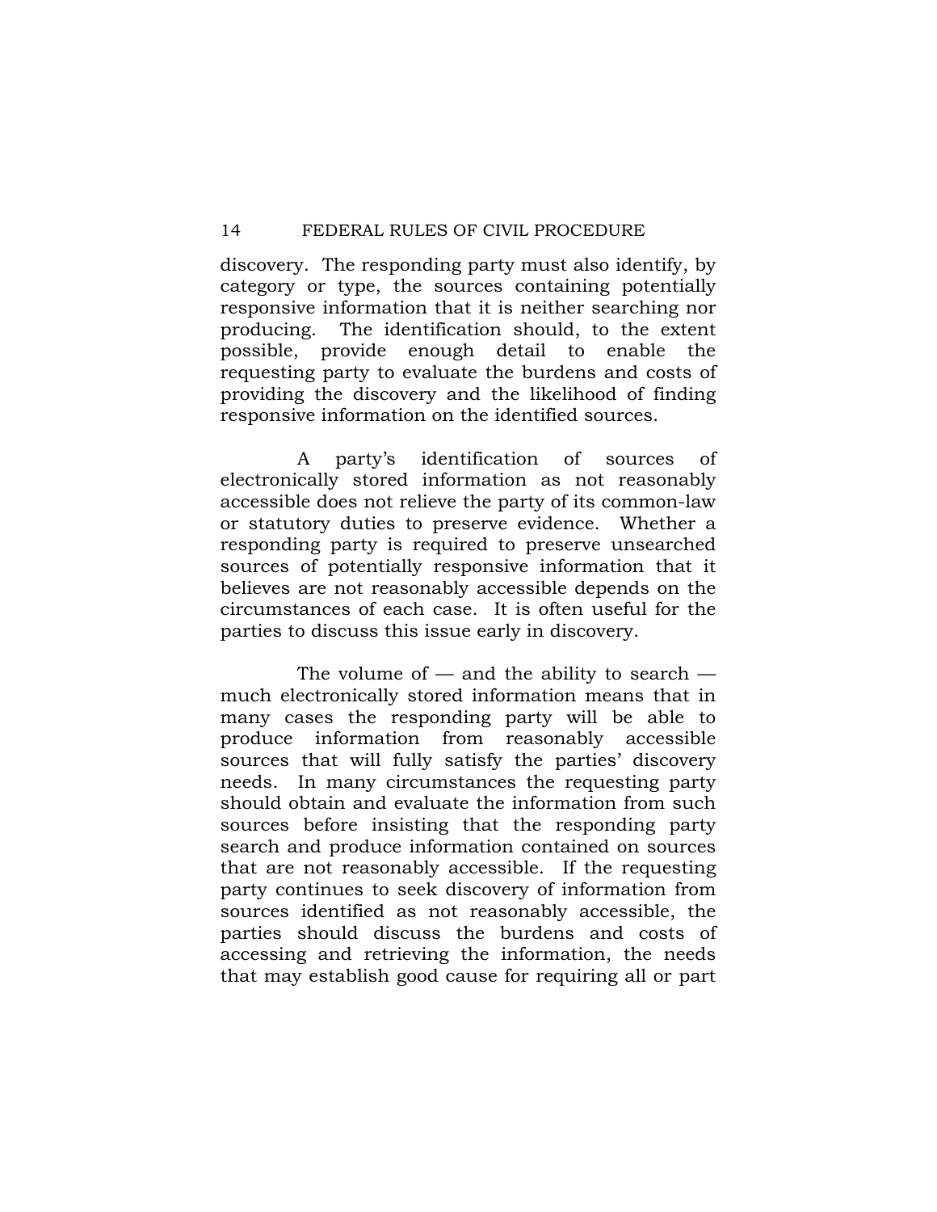discovery. The responding party must also identify, by category or type, the sources containing potentially responsive information that it is neither searching nor producing. The identification should, to the extent possible, provide enough detail to enable the requesting party to evaluate the burdens and costs of providing the discovery and the likelihood of finding responsive information on the identified sources.

A party's identification of sources of electronically stored information as not reasonably accessible does not relieve the party of its common-law or statutory duties to preserve evidence. Whether a responding party is required to preserve unsearched sources of potentially responsive information that it believes are not reasonably accessible depends on the circumstances of each case. It is often useful for the parties to discuss this issue early in discovery.

The volume of — and the ability to search — much electronically stored information means that in many cases the responding party will be able to produce information from reasonably accessible sources that will fully satisfy the parties' discovery needs. In many circumstances the requesting party should obtain and evaluate the information from such sources before insisting that the responding party search and produce information contained on sources that are not reasonably accessible. If the requesting party continues to seek discovery of information from sources identified as not reasonably accessible, the parties should discuss the burdens and costs of accessing and retrieving the information, the needs that may establish good cause for requiring all or part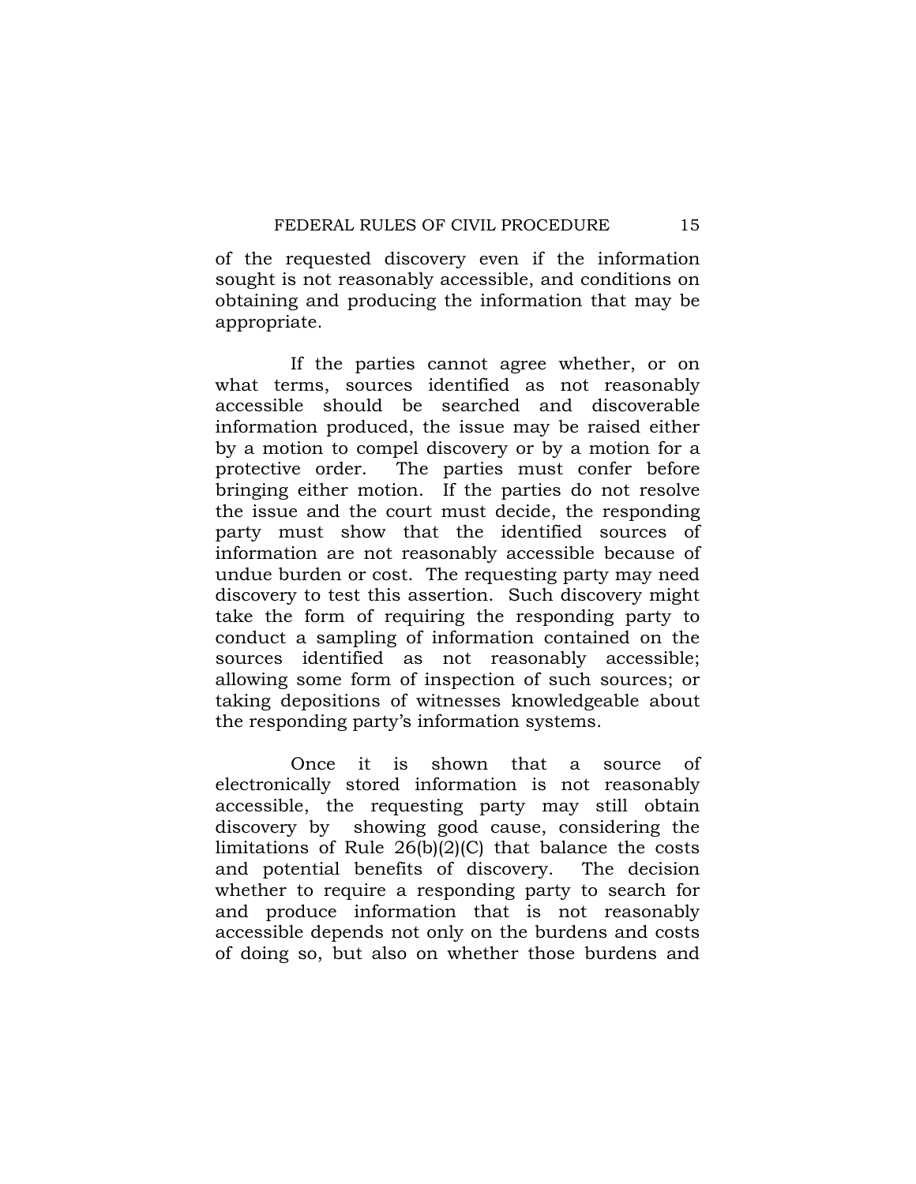of the requested discovery even if the information sought is not reasonably accessible, and conditions on obtaining and producing the information that may be appropriate.

If the parties cannot agree whether, or on what terms, sources identified as not reasonably accessible should be searched and discoverable information produced, the issue may be raised either by a motion to compel discovery or by a motion for a protective order. The parties must confer before bringing either motion. If the parties do not resolve the issue and the court must decide, the responding party must show that the identified sources of information are not reasonably accessible because of undue burden or cost. The requesting party may need discovery to test this assertion. Such discovery might take the form of requiring the responding party to conduct a sampling of information contained on the sources identified as not reasonably accessible; allowing some form of inspection of such sources; or taking depositions of witnesses knowledgeable about the responding party's information systems.

Once it is shown that a source of electronically stored information is not reasonably accessible, the requesting party may still obtain discovery by showing good cause, considering the limitations of Rule 26(b)(2)(C) that balance the costs and potential benefits of discovery. The decision whether to require a responding party to search for and produce information that is not reasonably accessible depends not only on the burdens and costs of doing so, but also on whether those burdens and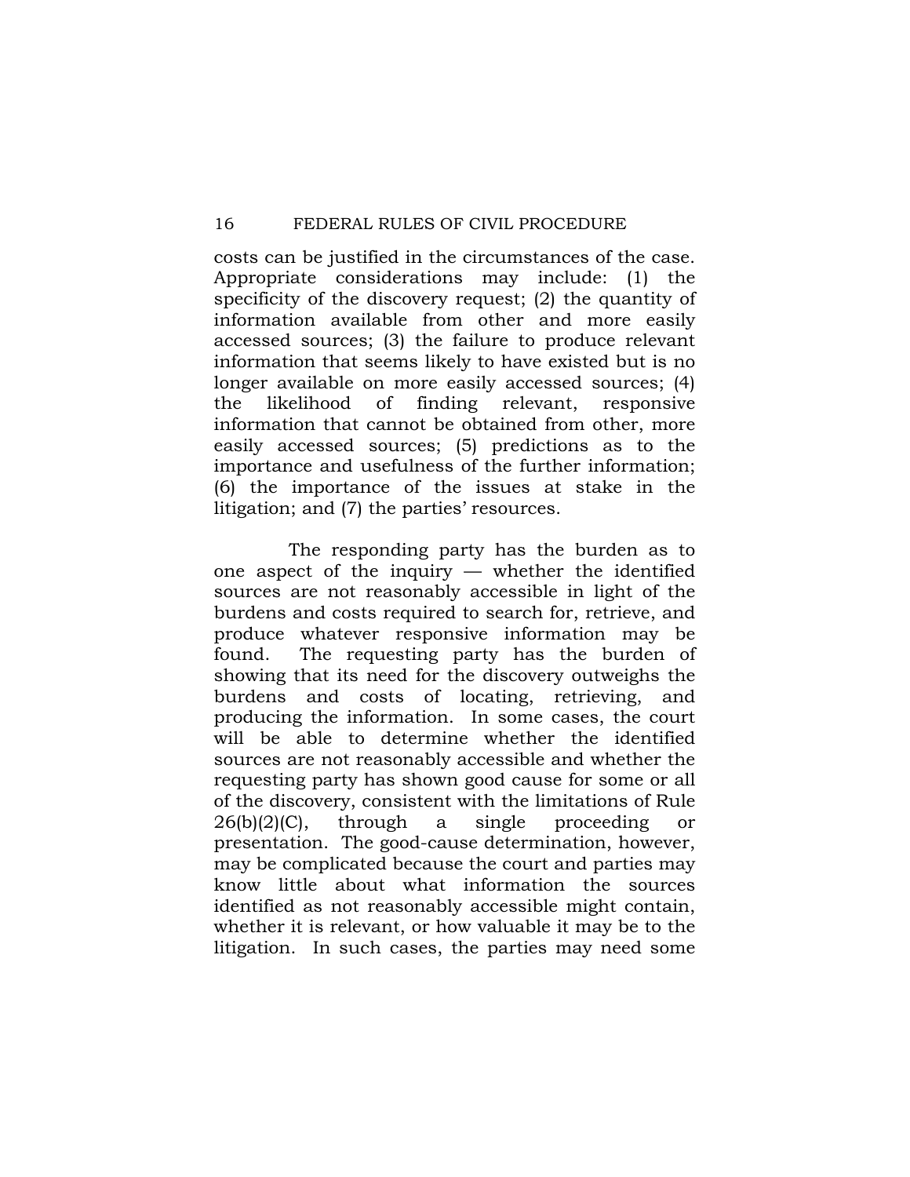costs can be justified in the circumstances of the case. Appropriate considerations may include: (1) the specificity of the discovery request; (2) the quantity of information available from other and more easily accessed sources; (3) the failure to produce relevant information that seems likely to have existed but is no longer available on more easily accessed sources; (4) the likelihood of finding relevant, responsive information that cannot be obtained from other, more easily accessed sources; (5) predictions as to the importance and usefulness of the further information; (6) the importance of the issues at stake in the litigation; and (7) the parties' resources.

The responding party has the burden as to one aspect of the inquiry — whether the identified sources are not reasonably accessible in light of the burdens and costs required to search for, retrieve, and produce whatever responsive information may be found. The requesting party has the burden of showing that its need for the discovery outweighs the burdens and costs of locating, retrieving, and producing the information. In some cases, the court will be able to determine whether the identified sources are not reasonably accessible and whether the requesting party has shown good cause for some or all of the discovery, consistent with the limitations of Rule 26(b)(2)(C), through a single proceeding or presentation. The good-cause determination, however, may be complicated because the court and parties may know little about what information the sources identified as not reasonably accessible might contain, whether it is relevant, or how valuable it may be to the litigation. In such cases, the parties may need some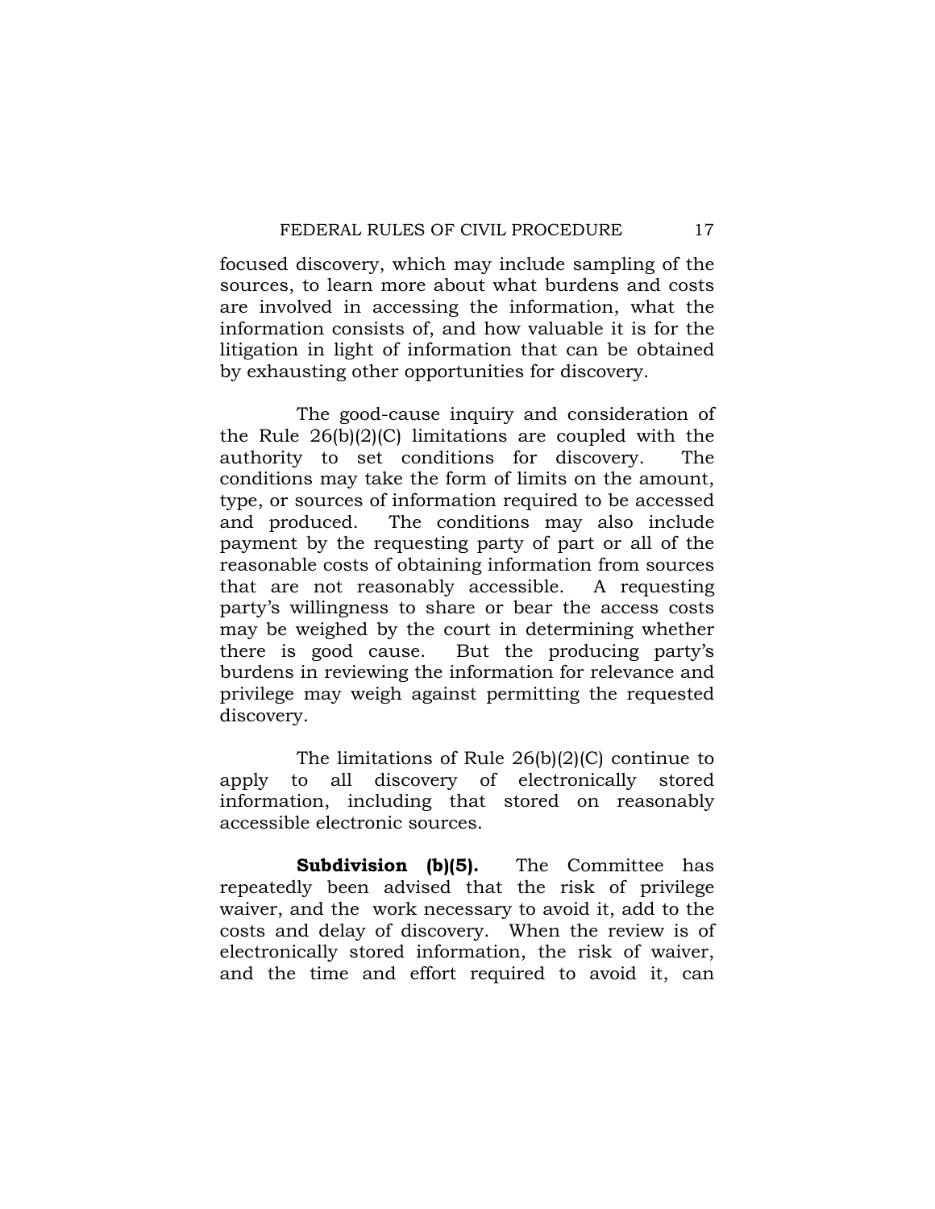focused discovery, which may include sampling of the sources, to learn more about what burdens and costs are involved in accessing the information, what the information consists of, and how valuable it is for the litigation in light of information that can be obtained by exhausting other opportunities for discovery.

The good-cause inquiry and consideration of the Rule 26(b)(2)(C) limitations are coupled with the authority to set conditions for discovery. The conditions may take the form of limits on the amount, type, or sources of information required to be accessed and produced. The conditions may also include payment by the requesting party of part or all of the reasonable costs of obtaining information from sources that are not reasonably accessible. A requesting party's willingness to share or bear the access costs may be weighed by the court in determining whether there is good cause. But the producing party's burdens in reviewing the information for relevance and privilege may weigh against permitting the requested discovery.

The limitations of Rule 26(b)(2)(C) continue to apply to all discovery of electronically stored information, including that stored on reasonably accessible electronic sources.

**Subdivision (b)(5).** The Committee has repeatedly been advised that the risk of privilege waiver, and the work necessary to avoid it, add to the costs and delay of discovery. When the review is of electronically stored information, the risk of waiver, and the time and effort required to avoid it, can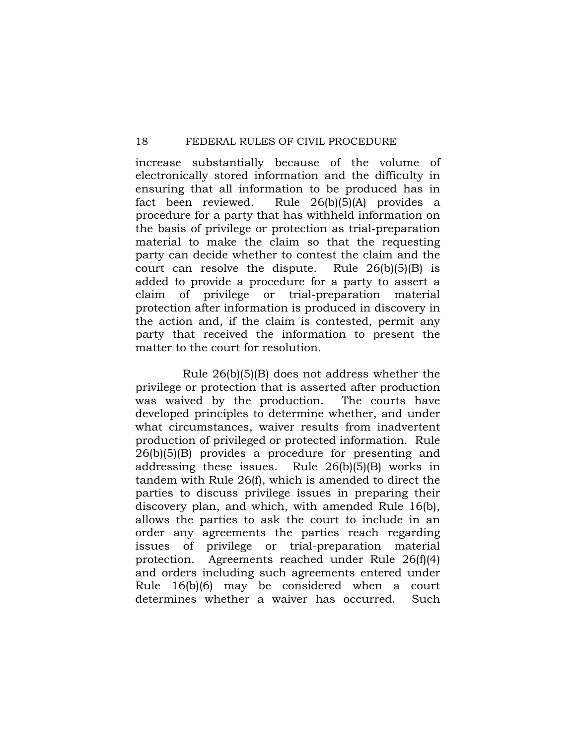increase substantially because of the volume of electronically stored information and the difficulty in ensuring that all information to be produced has in fact been reviewed. Rule 26(b)(5)(A) provides a procedure for a party that has withheld information on the basis of privilege or protection as trial-preparation material to make the claim so that the requesting party can decide whether to contest the claim and the court can resolve the dispute. Rule 26(b)(5)(B) is added to provide a procedure for a party to assert a claim of privilege or trial-preparation material protection after information is produced in discovery in the action and, if the claim is contested, permit any party that received the information to present the matter to the court for resolution.

Rule 26(b)(5)(B) does not address whether the privilege or protection that is asserted after production was waived by the production. The courts have developed principles to determine whether, and under what circumstances, waiver results from inadvertent production of privileged or protected information. Rule 26(b)(5)(B) provides a procedure for presenting and addressing these issues. Rule 26(b)(5)(B) works in tandem with Rule 26(f), which is amended to direct the parties to discuss privilege issues in preparing their discovery plan, and which, with amended Rule 16(b), allows the parties to ask the court to include in an order any agreements the parties reach regarding issues of privilege or trial-preparation material protection. Agreements reached under Rule 26(f)(4) and orders including such agreements entered under Rule 16(b)(6) may be considered when a court determines whether a waiver has occurred. Such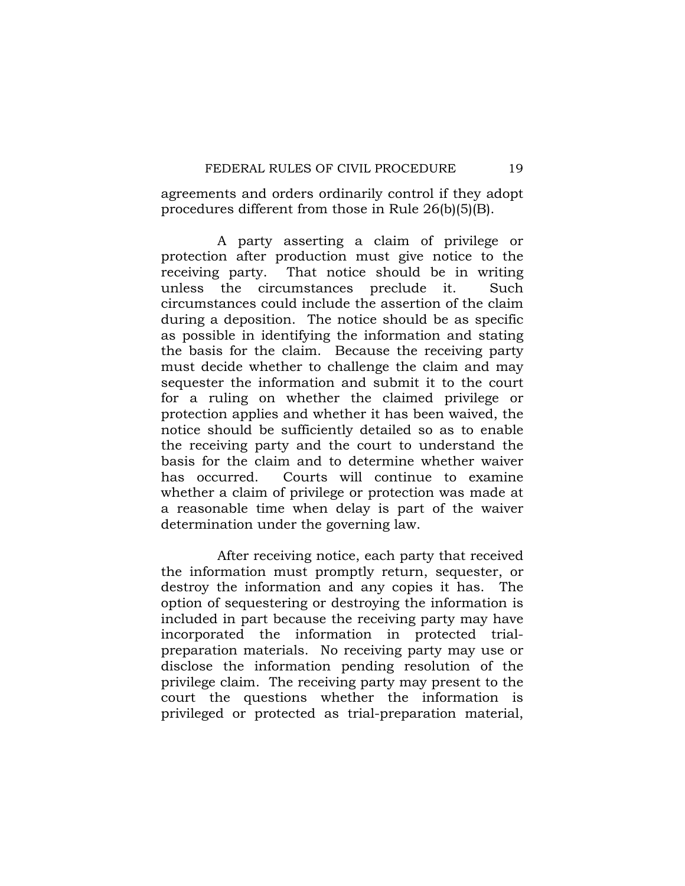agreements and orders ordinarily control if they adopt procedures different from those in Rule 26(b)(5)(B).

A party asserting a claim of privilege or protection after production must give notice to the receiving party. That notice should be in writing unless the circumstances preclude it. Such circumstances could include the assertion of the claim during a deposition. The notice should be as specific as possible in identifying the information and stating the basis for the claim. Because the receiving party must decide whether to challenge the claim and may sequester the information and submit it to the court for a ruling on whether the claimed privilege or protection applies and whether it has been waived, the notice should be sufficiently detailed so as to enable the receiving party and the court to understand the basis for the claim and to determine whether waiver has occurred. Courts will continue to examine whether a claim of privilege or protection was made at a reasonable time when delay is part of the waiver determination under the governing law.

After receiving notice, each party that received the information must promptly return, sequester, or destroy the information and any copies it has. The option of sequestering or destroying the information is included in part because the receiving party may have incorporated the information in protected trial-preparation materials. No receiving party may use or disclose the information pending resolution of the privilege claim. The receiving party may present to the court the questions whether the information is privileged or protected as trial-preparation material,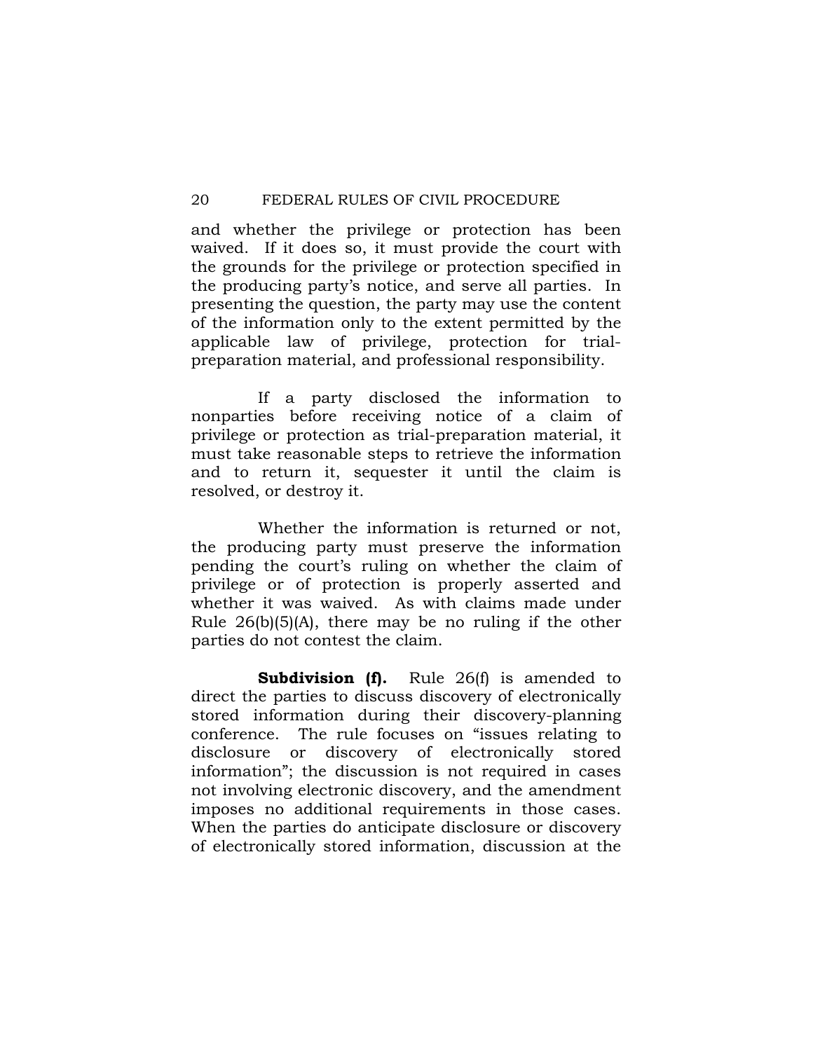and whether the privilege or protection has been waived. If it does so, it must provide the court with the grounds for the privilege or protection specified in the producing party's notice, and serve all parties. In presenting the question, the party may use the content of the information only to the extent permitted by the applicable law of privilege, protection for trial-preparation material, and professional responsibility.

If a party disclosed the information to nonparties before receiving notice of a claim of privilege or protection as trial-preparation material, it must take reasonable steps to retrieve the information and to return it, sequester it until the claim is resolved, or destroy it.

Whether the information is returned or not, the producing party must preserve the information pending the court's ruling on whether the claim of privilege or of protection is properly asserted and whether it was waived. As with claims made under Rule 26(b)(5)(A), there may be no ruling if the other parties do not contest the claim.

**Subdivision (f).** Rule 26(f) is amended to direct the parties to discuss discovery of electronically stored information during their discovery-planning conference. The rule focuses on "issues relating to disclosure or discovery of electronically stored information"; the discussion is not required in cases not involving electronic discovery, and the amendment imposes no additional requirements in those cases. When the parties do anticipate disclosure or discovery of electronically stored information, discussion at the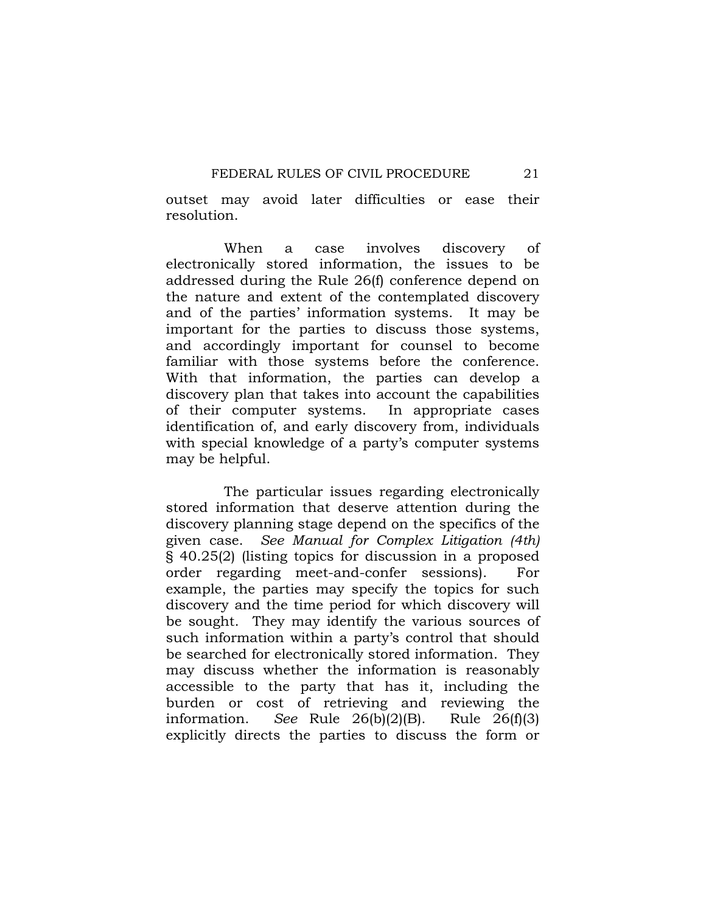outset may avoid later difficulties or ease their resolution.

When a case involves discovery of electronically stored information, the issues to be addressed during the Rule 26(f) conference depend on the nature and extent of the contemplated discovery and of the parties' information systems. It may be important for the parties to discuss those systems, and accordingly important for counsel to become familiar with those systems before the conference. With that information, the parties can develop a discovery plan that takes into account the capabilities of their computer systems. In appropriate cases identification of, and early discovery from, individuals with special knowledge of a party's computer systems may be helpful.

The particular issues regarding electronically stored information that deserve attention during the discovery planning stage depend on the specifics of the given case. *See Manual for Complex Litigation (4th)* § 40.25(2) (listing topics for discussion in a proposed order regarding meet-and-confer sessions). For example, the parties may specify the topics for such discovery and the time period for which discovery will be sought. They may identify the various sources of such information within a party's control that should be searched for electronically stored information. They may discuss whether the information is reasonably accessible to the party that has it, including the burden or cost of retrieving and reviewing the information. *See* Rule 26(b)(2)(B). Rule 26(f)(3) explicitly directs the parties to discuss the form or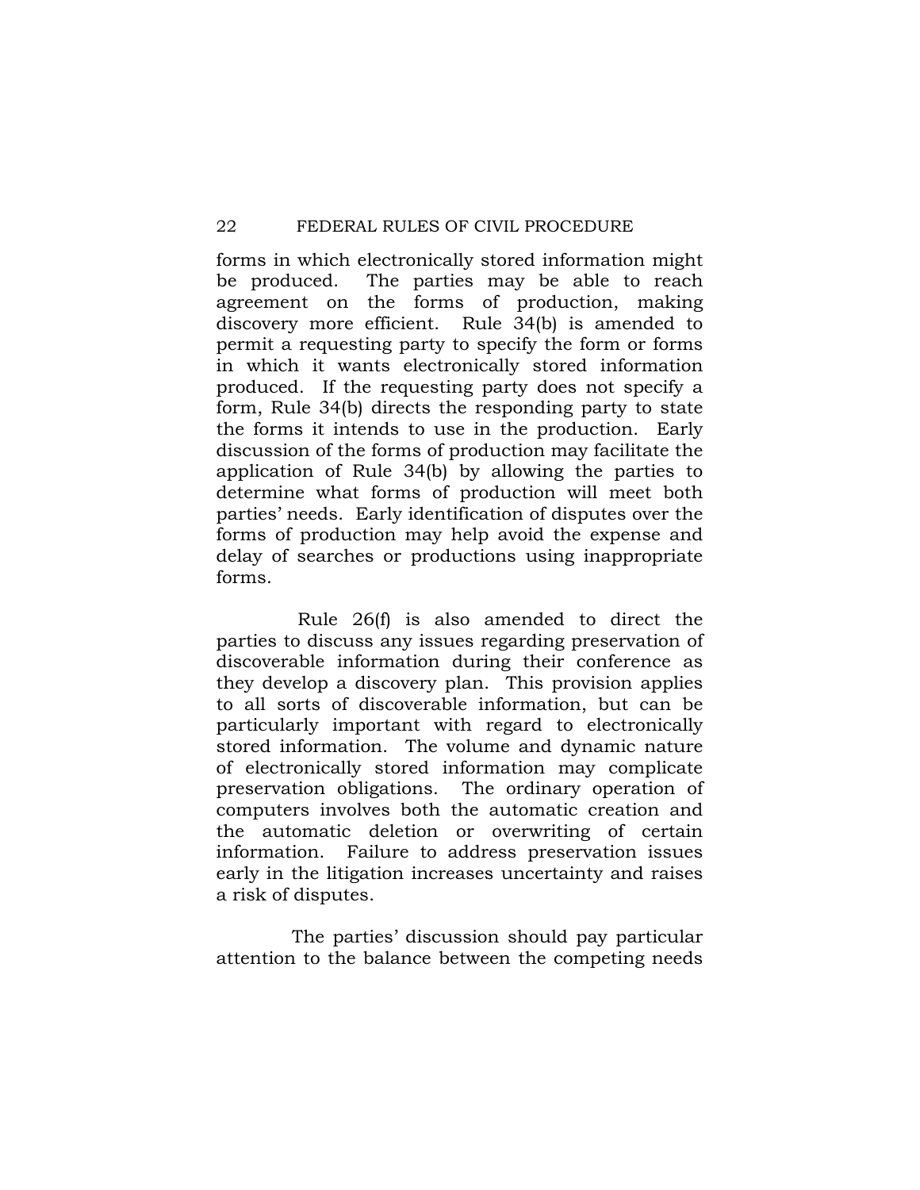forms in which electronically stored information might be produced. The parties may be able to reach agreement on the forms of production, making discovery more efficient. Rule 34(b) is amended to permit a requesting party to specify the form or forms in which it wants electronically stored information produced. If the requesting party does not specify a form, Rule 34(b) directs the responding party to state the forms it intends to use in the production. Early discussion of the forms of production may facilitate the application of Rule 34(b) by allowing the parties to determine what forms of production will meet both parties' needs. Early identification of disputes over the forms of production may help avoid the expense and delay of searches or productions using inappropriate forms.

Rule 26(f) is also amended to direct the parties to discuss any issues regarding preservation of discoverable information during their conference as they develop a discovery plan. This provision applies to all sorts of discoverable information, but can be particularly important with regard to electronically stored information. The volume and dynamic nature of electronically stored information may complicate preservation obligations. The ordinary operation of computers involves both the automatic creation and the automatic deletion or overwriting of certain information. Failure to address preservation issues early in the litigation increases uncertainty and raises a risk of disputes.

The parties' discussion should pay particular attention to the balance between the competing needs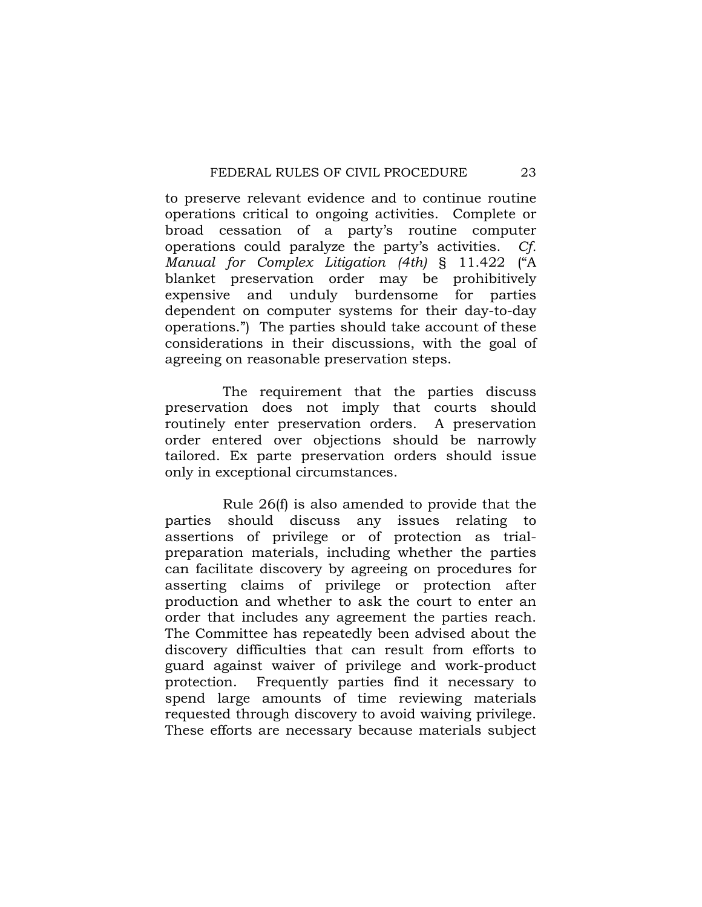to preserve relevant evidence and to continue routine operations critical to ongoing activities. Complete or broad cessation of a party's routine computer operations could paralyze the party's activities. *Cf. Manual for Complex Litigation (4th)* § 11.422 ("A blanket preservation order may be prohibitively expensive and unduly burdensome for parties dependent on computer systems for their day-to-day operations.") The parties should take account of these considerations in their discussions, with the goal of agreeing on reasonable preservation steps.

The requirement that the parties discuss preservation does not imply that courts should routinely enter preservation orders. A preservation order entered over objections should be narrowly tailored. Ex parte preservation orders should issue only in exceptional circumstances.

Rule 26(f) is also amended to provide that the parties should discuss any issues relating to assertions of privilege or of protection as trial-preparation materials, including whether the parties can facilitate discovery by agreeing on procedures for asserting claims of privilege or protection after production and whether to ask the court to enter an order that includes any agreement the parties reach. The Committee has repeatedly been advised about the discovery difficulties that can result from efforts to guard against waiver of privilege and work-product protection. Frequently parties find it necessary to spend large amounts of time reviewing materials requested through discovery to avoid waiving privilege. These efforts are necessary because materials subject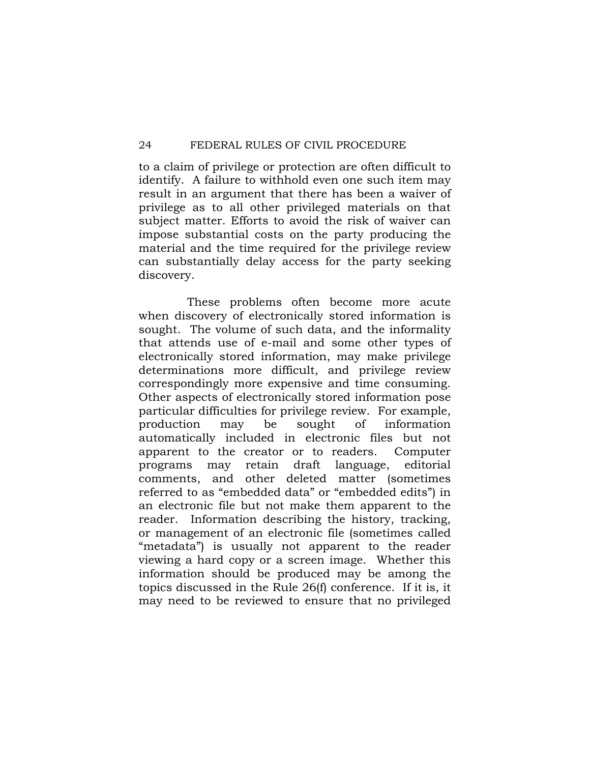to a claim of privilege or protection are often difficult to identify. A failure to withhold even one such item may result in an argument that there has been a waiver of privilege as to all other privileged materials on that subject matter. Efforts to avoid the risk of waiver can impose substantial costs on the party producing the material and the time required for the privilege review can substantially delay access for the party seeking discovery.

These problems often become more acute when discovery of electronically stored information is sought. The volume of such data, and the informality that attends use of e-mail and some other types of electronically stored information, may make privilege determinations more difficult, and privilege review correspondingly more expensive and time consuming. Other aspects of electronically stored information pose particular difficulties for privilege review. For example, production may be sought of information automatically included in electronic files but not apparent to the creator or to readers. Computer programs may retain draft language, editorial comments, and other deleted matter (sometimes referred to as "embedded data" or "embedded edits") in an electronic file but not make them apparent to the reader. Information describing the history, tracking, or management of an electronic file (sometimes called "metadata") is usually not apparent to the reader viewing a hard copy or a screen image. Whether this information should be produced may be among the topics discussed in the Rule 26(f) conference. If it is, it may need to be reviewed to ensure that no privileged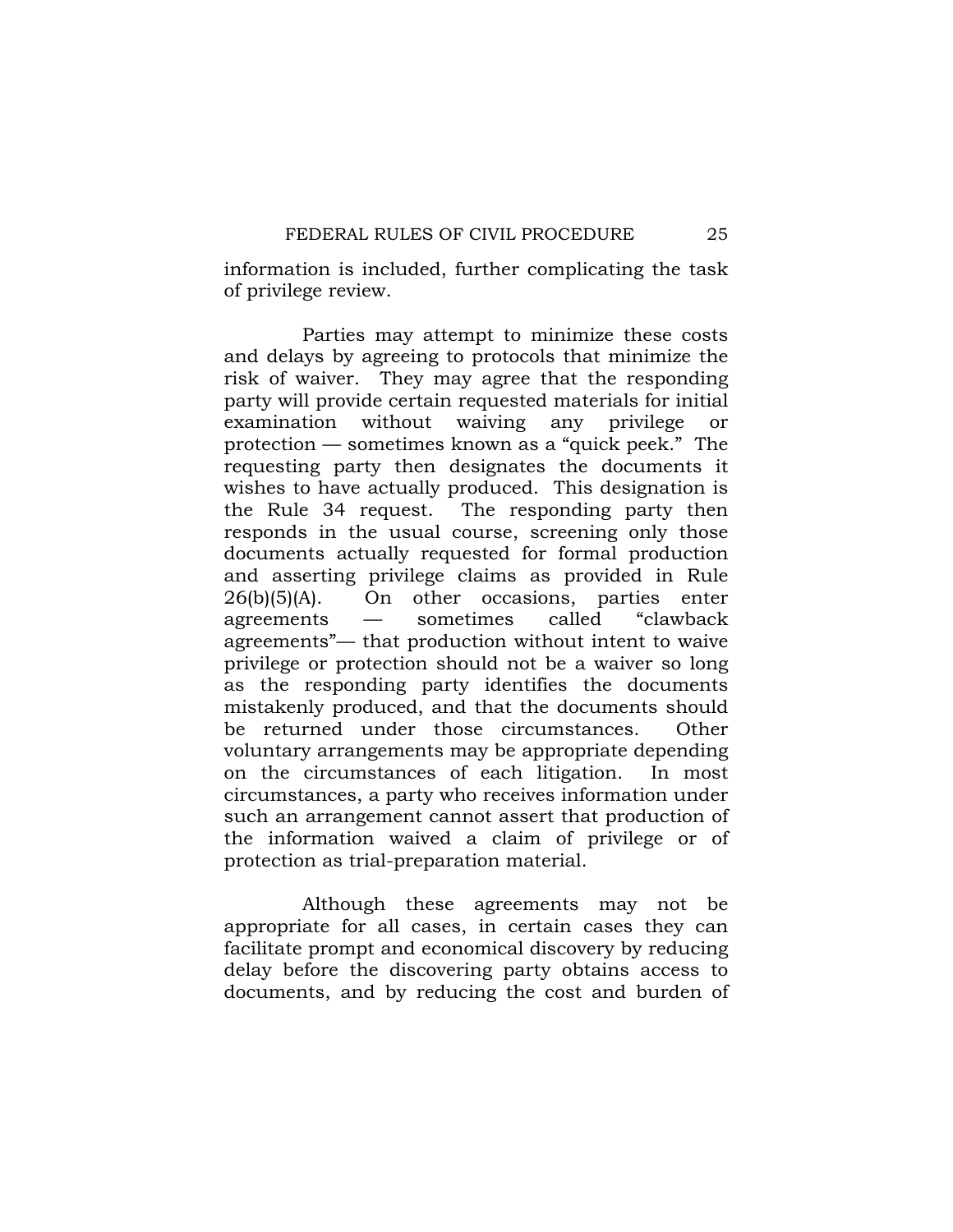information is included, further complicating the task of privilege review.

Parties may attempt to minimize these costs and delays by agreeing to protocols that minimize the risk of waiver. They may agree that the responding party will provide certain requested materials for initial examination without waiving any privilege or protection — sometimes known as a "quick peek." The requesting party then designates the documents it wishes to have actually produced. This designation is the Rule 34 request. The responding party then responds in the usual course, screening only those documents actually requested for formal production and asserting privilege claims as provided in Rule 26(b)(5)(A). On other occasions, parties enter agreements — sometimes called "clawback agreements"— that production without intent to waive privilege or protection should not be a waiver so long as the responding party identifies the documents mistakenly produced, and that the documents should be returned under those circumstances. Other voluntary arrangements may be appropriate depending on the circumstances of each litigation. In most circumstances, a party who receives information under such an arrangement cannot assert that production of the information waived a claim of privilege or of protection as trial-preparation material.

Although these agreements may not be appropriate for all cases, in certain cases they can facilitate prompt and economical discovery by reducing delay before the discovering party obtains access to documents, and by reducing the cost and burden of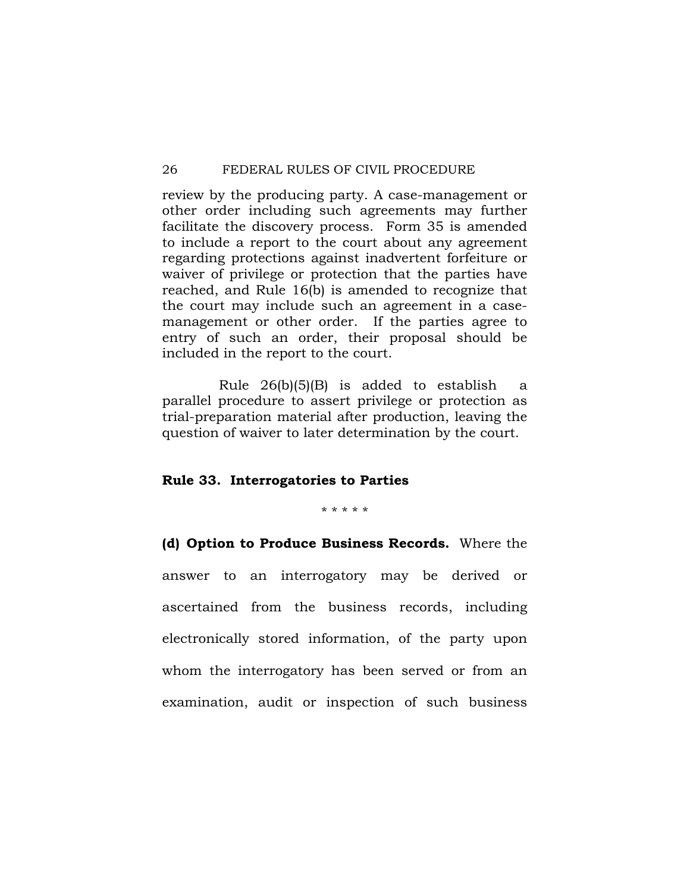review by the producing party. A case-management or other order including such agreements may further facilitate the discovery process. Form 35 is amended to include a report to the court about any agreement regarding protections against inadvertent forfeiture or waiver of privilege or protection that the parties have reached, and Rule 16(b) is amended to recognize that the court may include such an agreement in a case-management or other order. If the parties agree to entry of such an order, their proposal should be included in the report to the court.

Rule 26(b)(5)(B) is added to establish a parallel procedure to assert privilege or protection as trial-preparation material after production, leaving the question of waiver to later determination by the court.

## Rule 33. Interrogatories to Parties

\* \* \* \* \*

**(d) Option to Produce Business Records.** Where the answer to an interrogatory may be derived or ascertained from the business records, including electronically stored information, of the party upon whom the interrogatory has been served or from an examination, audit or inspection of such business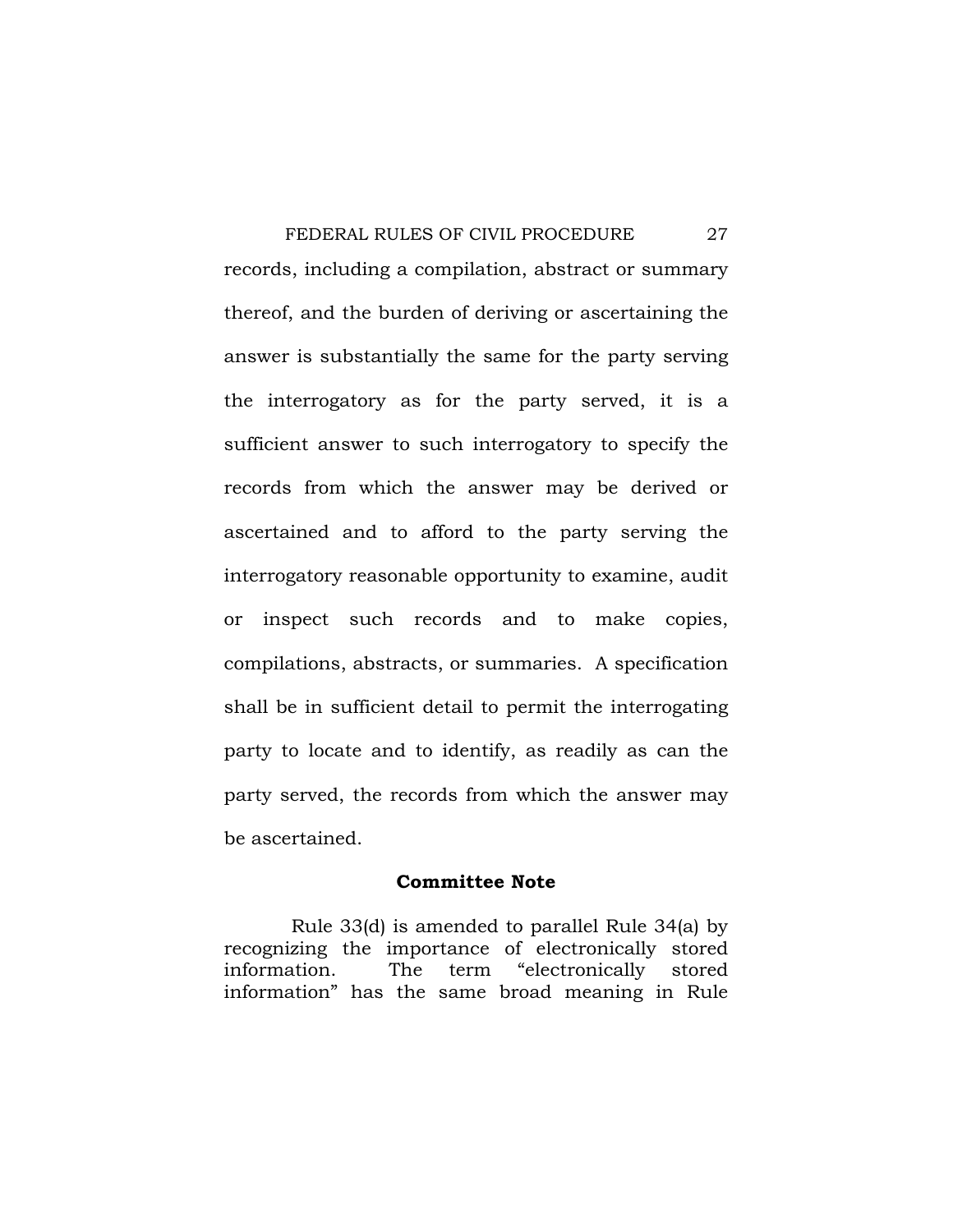records, including a compilation, abstract or summary thereof, and the burden of deriving or ascertaining the answer is substantially the same for the party serving the interrogatory as for the party served, it is a sufficient answer to such interrogatory to specify the records from which the answer may be derived or ascertained and to afford to the party serving the interrogatory reasonable opportunity to examine, audit or inspect such records and to make copies, compilations, abstracts, or summaries. A specification shall be in sufficient detail to permit the interrogating party to locate and to identify, as readily as can the party served, the records from which the answer may be ascertained.

**Committee Note**

Rule 33(d) is amended to parallel Rule 34(a) by recognizing the importance of electronically stored information. The term "electronically stored information" has the same broad meaning in Rule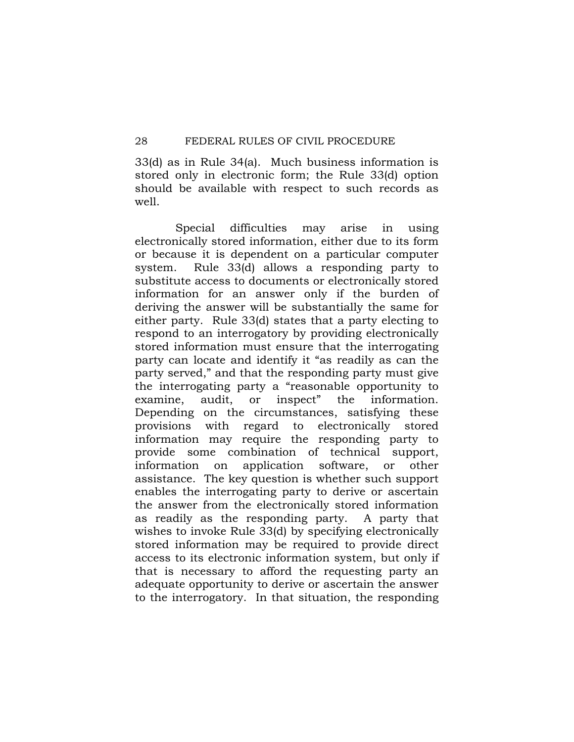33(d) as in Rule 34(a). Much business information is stored only in electronic form; the Rule 33(d) option should be available with respect to such records as well.

Special difficulties may arise in using electronically stored information, either due to its form or because it is dependent on a particular computer system. Rule 33(d) allows a responding party to substitute access to documents or electronically stored information for an answer only if the burden of deriving the answer will be substantially the same for either party. Rule 33(d) states that a party electing to respond to an interrogatory by providing electronically stored information must ensure that the interrogating party can locate and identify it "as readily as can the party served," and that the responding party must give the interrogating party a "reasonable opportunity to examine, audit, or inspect" the information. Depending on the circumstances, satisfying these provisions with regard to electronically stored information may require the responding party to provide some combination of technical support, information on application software, or other assistance. The key question is whether such support enables the interrogating party to derive or ascertain the answer from the electronically stored information as readily as the responding party. A party that wishes to invoke Rule 33(d) by specifying electronically stored information may be required to provide direct access to its electronic information system, but only if that is necessary to afford the requesting party an adequate opportunity to derive or ascertain the answer to the interrogatory. In that situation, the responding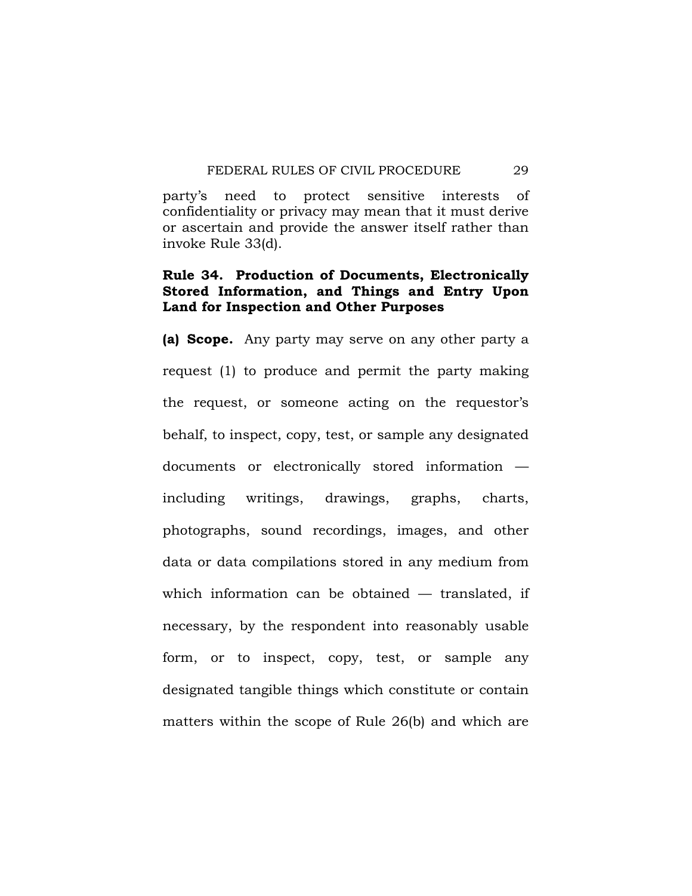party's need to protect sensitive interests of confidentiality or privacy may mean that it must derive or ascertain and provide the answer itself rather than invoke Rule 33(d).

## Rule 34. Production of Documents, Electronically Stored Information, and Things and Entry Upon Land for Inspection and Other Purposes

**(a) Scope.** Any party may serve on any other party a request (1) to produce and permit the party making the request, or someone acting on the requestor's behalf, to inspect, copy, test, or sample any designated documents or electronically stored information — including writings, drawings, graphs, charts, photographs, sound recordings, images, and other data or data compilations stored in any medium from which information can be obtained — translated, if necessary, by the respondent into reasonably usable form, or to inspect, copy, test, or sample any designated tangible things which constitute or contain matters within the scope of Rule 26(b) and which are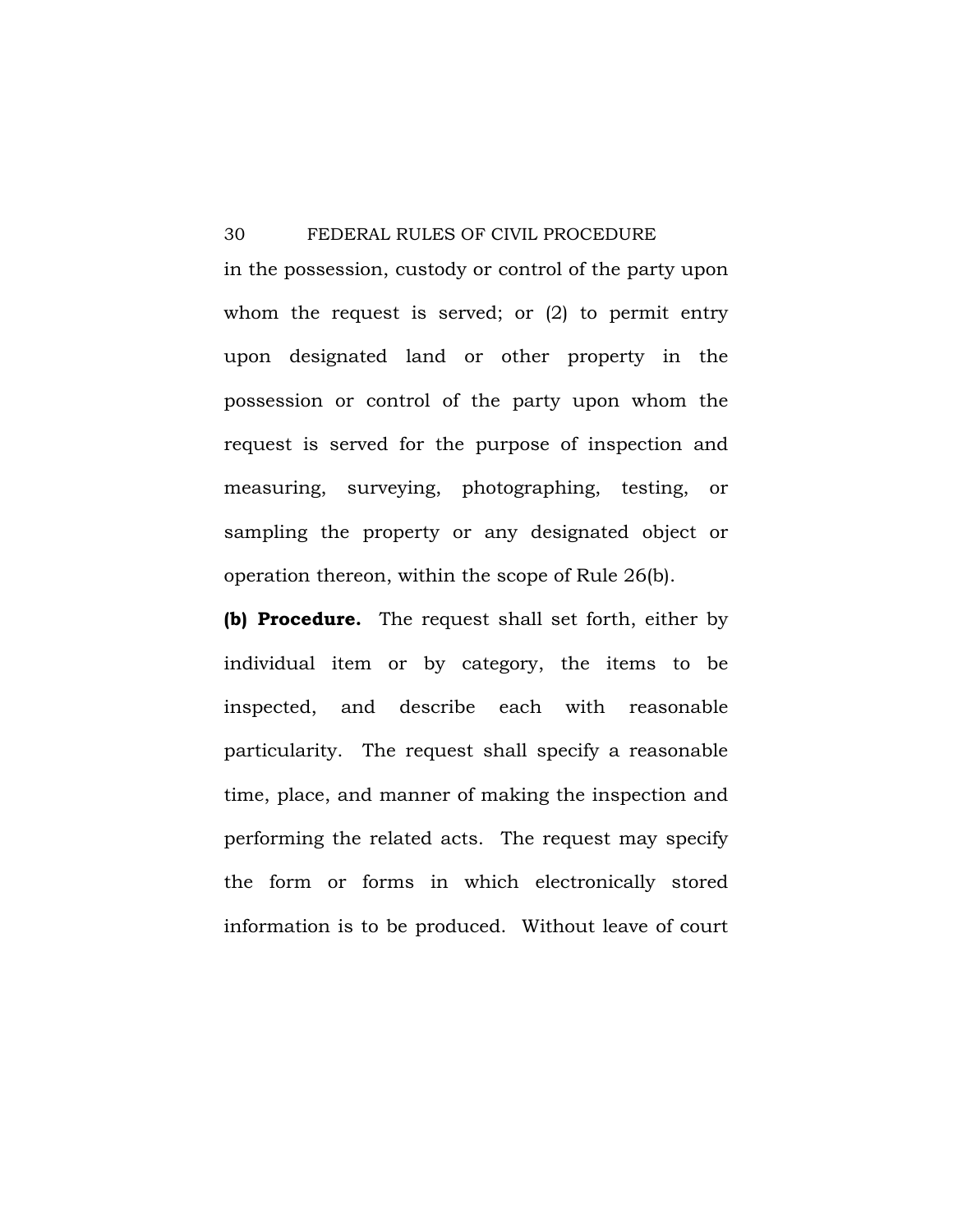in the possession, custody or control of the party upon whom the request is served; or (2) to permit entry upon designated land or other property in the possession or control of the party upon whom the request is served for the purpose of inspection and measuring, surveying, photographing, testing, or sampling the property or any designated object or operation thereon, within the scope of Rule 26(b).

**(b) Procedure.** The request shall set forth, either by individual item or by category, the items to be inspected, and describe each with reasonable particularity. The request shall specify a reasonable time, place, and manner of making the inspection and performing the related acts. The request may specify the form or forms in which electronically stored information is to be produced. Without leave of court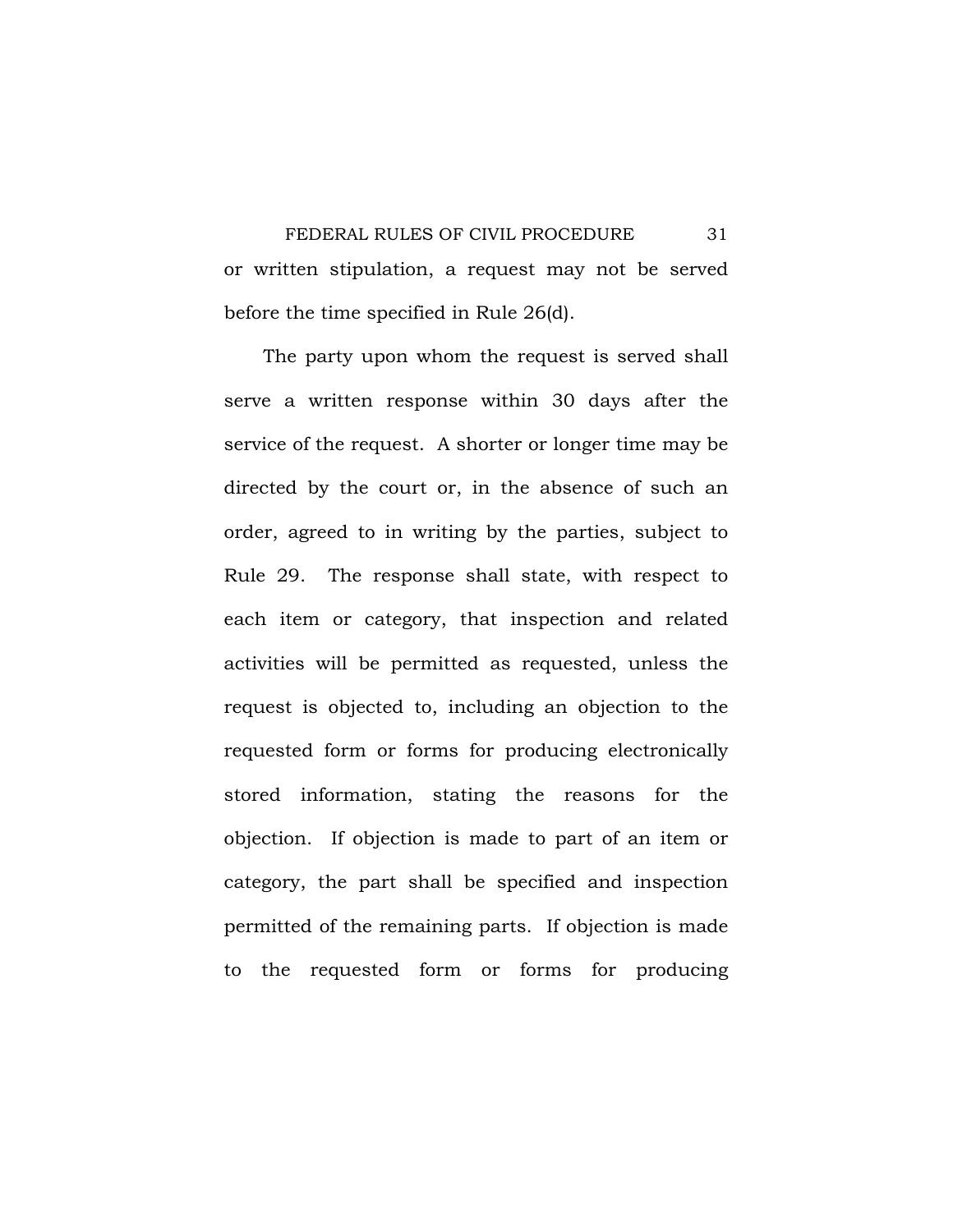or written stipulation, a request may not be served before the time specified in Rule 26(d).

The party upon whom the request is served shall serve a written response within 30 days after the service of the request. A shorter or longer time may be directed by the court or, in the absence of such an order, agreed to in writing by the parties, subject to Rule 29. The response shall state, with respect to each item or category, that inspection and related activities will be permitted as requested, unless the request is objected to, including an objection to the requested form or forms for producing electronically stored information, stating the reasons for the objection. If objection is made to part of an item or category, the part shall be specified and inspection permitted of the remaining parts. If objection is made to the requested form or forms for producing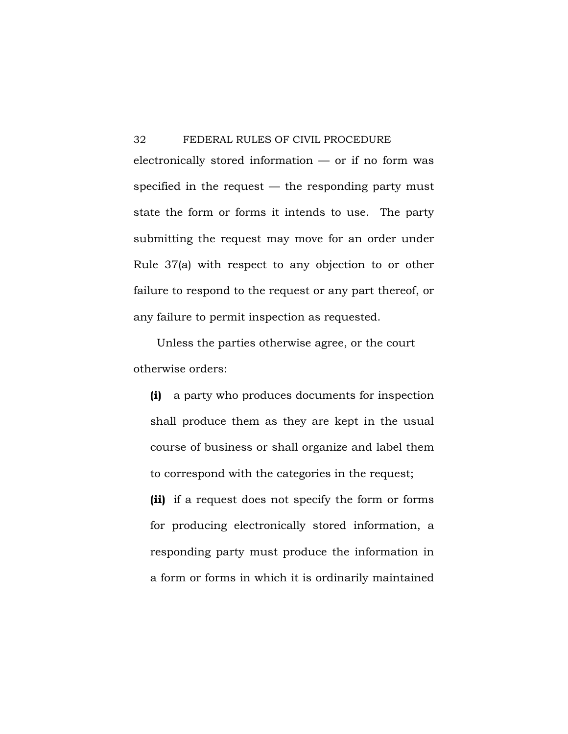electronically stored information — or if no form was specified in the request — the responding party must state the form or forms it intends to use. The party submitting the request may move for an order under Rule 37(a) with respect to any objection to or other failure to respond to the request or any part thereof, or any failure to permit inspection as requested.

Unless the parties otherwise agree, or the court otherwise orders:

**(i)** a party who produces documents for inspection shall produce them as they are kept in the usual course of business or shall organize and label them to correspond with the categories in the request;

**(ii)** if a request does not specify the form or forms for producing electronically stored information, a responding party must produce the information in a form or forms in which it is ordinarily maintained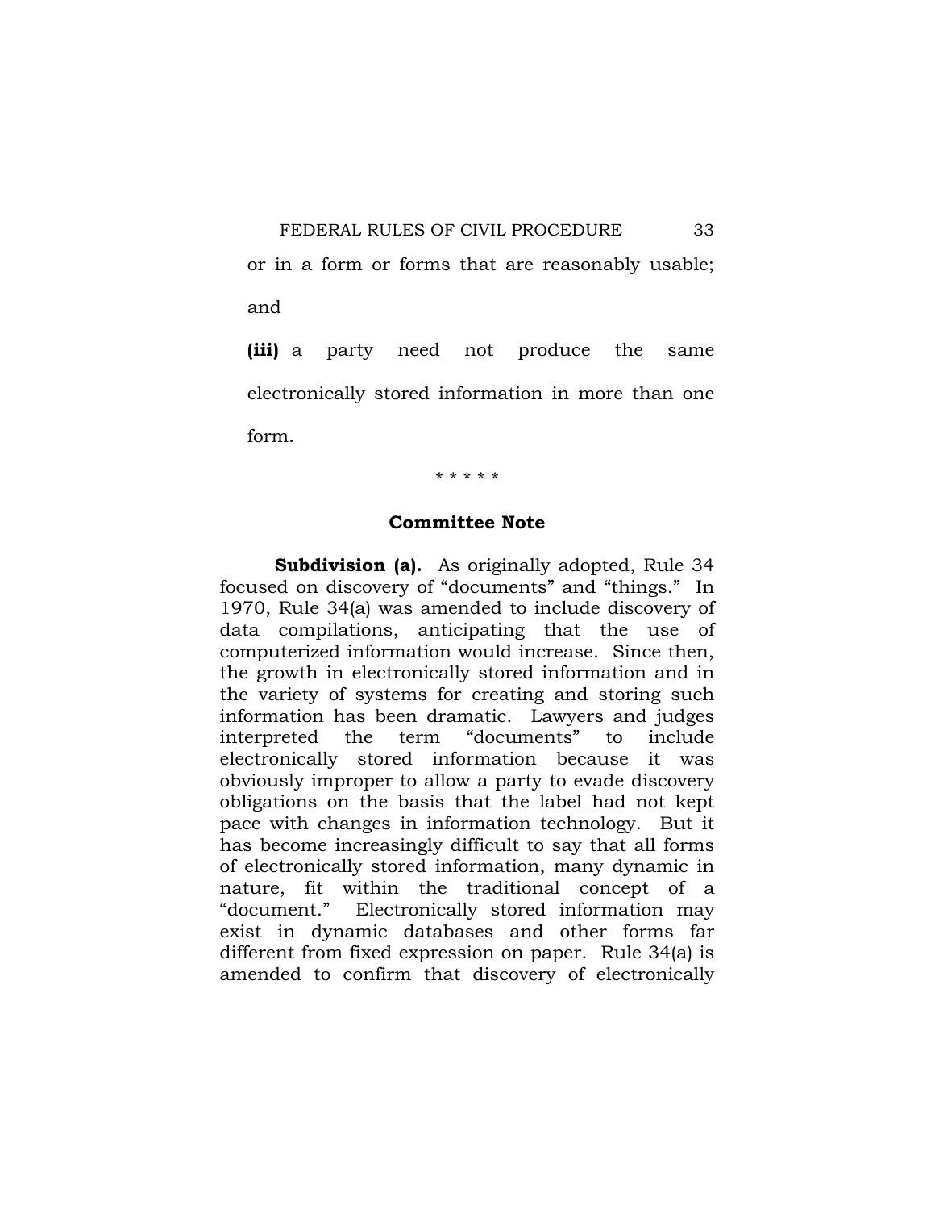or in a form or forms that are reasonably usable; and

**(iii)** a party need not produce the same electronically stored information in more than one form.

\* \* \* \* \*

### Committee Note

**Subdivision (a).** As originally adopted, Rule 34 focused on discovery of "documents" and "things." In 1970, Rule 34(a) was amended to include discovery of data compilations, anticipating that the use of computerized information would increase. Since then, the growth in electronically stored information and in the variety of systems for creating and storing such information has been dramatic. Lawyers and judges interpreted the term "documents" to include electronically stored information because it was obviously improper to allow a party to evade discovery obligations on the basis that the label had not kept pace with changes in information technology. But it has become increasingly difficult to say that all forms of electronically stored information, many dynamic in nature, fit within the traditional concept of a "document." Electronically stored information may exist in dynamic databases and other forms far different from fixed expression on paper. Rule 34(a) is amended to confirm that discovery of electronically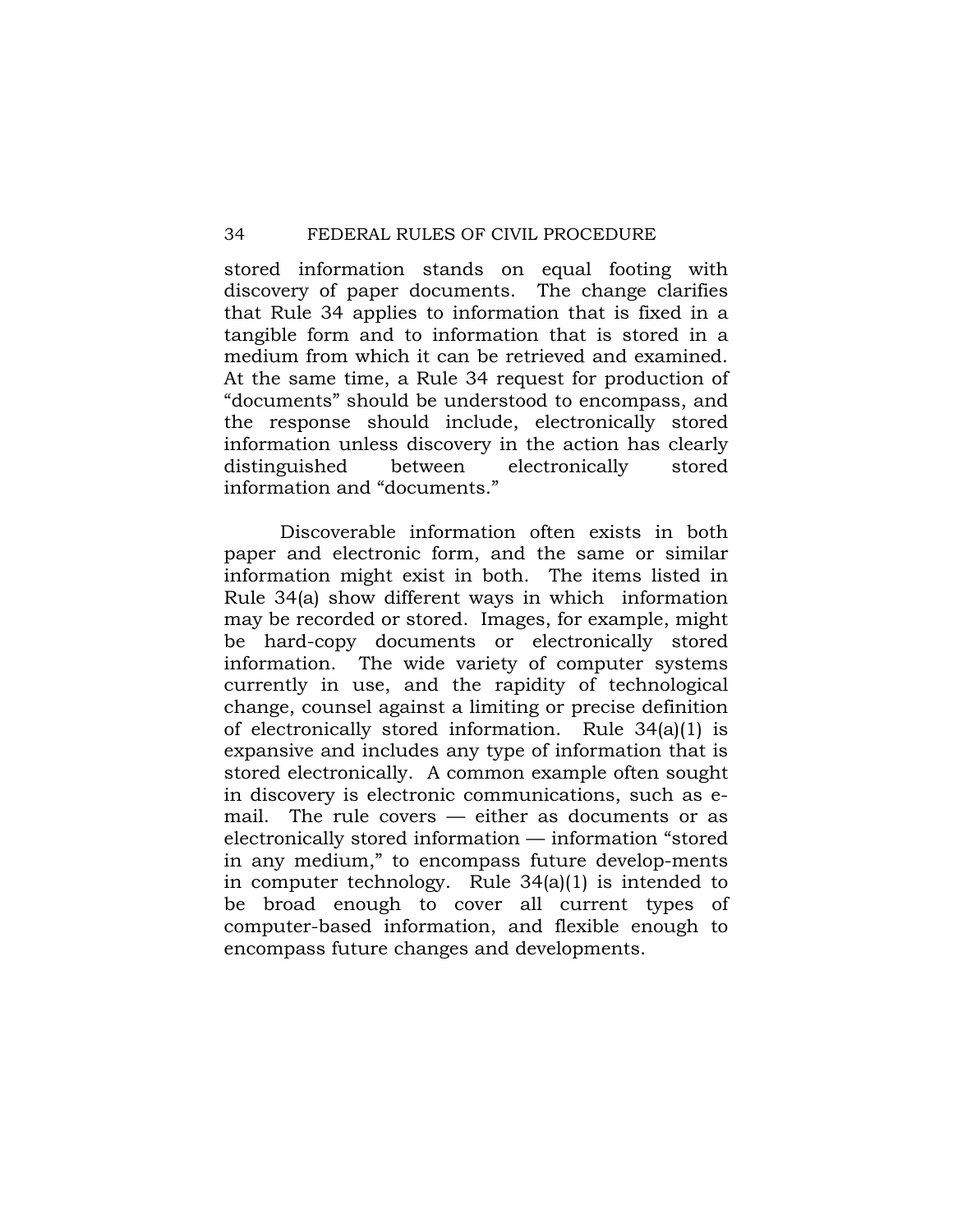stored information stands on equal footing with discovery of paper documents. The change clarifies that Rule 34 applies to information that is fixed in a tangible form and to information that is stored in a medium from which it can be retrieved and examined. At the same time, a Rule 34 request for production of "documents" should be understood to encompass, and the response should include, electronically stored information unless discovery in the action has clearly distinguished between electronically stored information and "documents."

Discoverable information often exists in both paper and electronic form, and the same or similar information might exist in both. The items listed in Rule 34(a) show different ways in which information may be recorded or stored. Images, for example, might be hard-copy documents or electronically stored information. The wide variety of computer systems currently in use, and the rapidity of technological change, counsel against a limiting or precise definition of electronically stored information. Rule 34(a)(1) is expansive and includes any type of information that is stored electronically. A common example often sought in discovery is electronic communications, such as e-mail. The rule covers — either as documents or as electronically stored information — information "stored in any medium," to encompass future develop-ments in computer technology. Rule 34(a)(1) is intended to be broad enough to cover all current types of computer-based information, and flexible enough to encompass future changes and developments.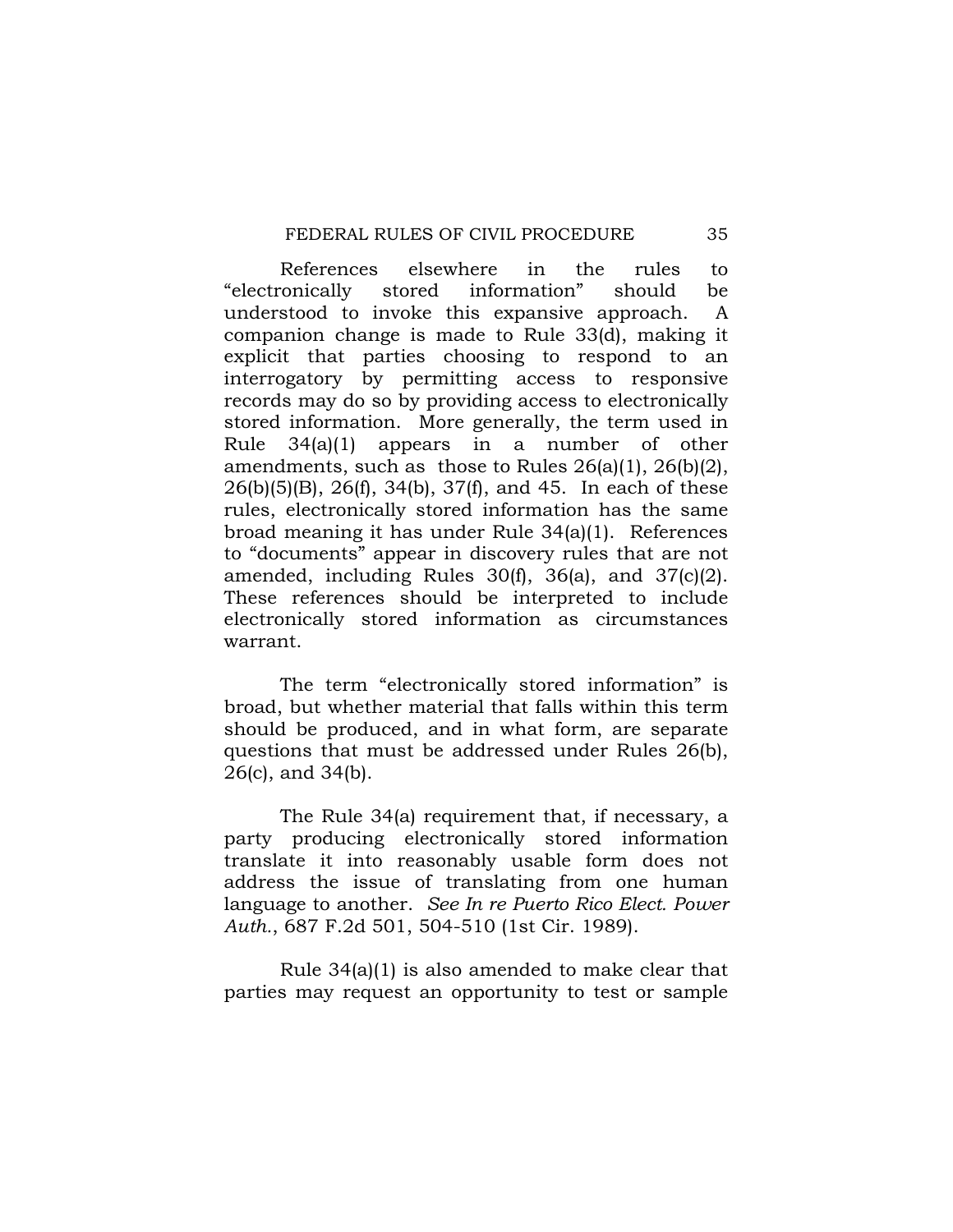References elsewhere in the rules to "electronically stored information" should be understood to invoke this expansive approach. A companion change is made to Rule 33(d), making it explicit that parties choosing to respond to an interrogatory by permitting access to responsive records may do so by providing access to electronically stored information. More generally, the term used in Rule 34(a)(1) appears in a number of other amendments, such as those to Rules 26(a)(1), 26(b)(2), 26(b)(5)(B), 26(f), 34(b), 37(f), and 45. In each of these rules, electronically stored information has the same broad meaning it has under Rule 34(a)(1). References to "documents" appear in discovery rules that are not amended, including Rules 30(f), 36(a), and 37(c)(2). These references should be interpreted to include electronically stored information as circumstances warrant.

The term "electronically stored information" is broad, but whether material that falls within this term should be produced, and in what form, are separate questions that must be addressed under Rules 26(b), 26(c), and 34(b).

The Rule 34(a) requirement that, if necessary, a party producing electronically stored information translate it into reasonably usable form does not address the issue of translating from one human language to another. *See In re Puerto Rico Elect. Power Auth.*, 687 F.2d 501, 504-510 (1st Cir. 1989).

Rule 34(a)(1) is also amended to make clear that parties may request an opportunity to test or sample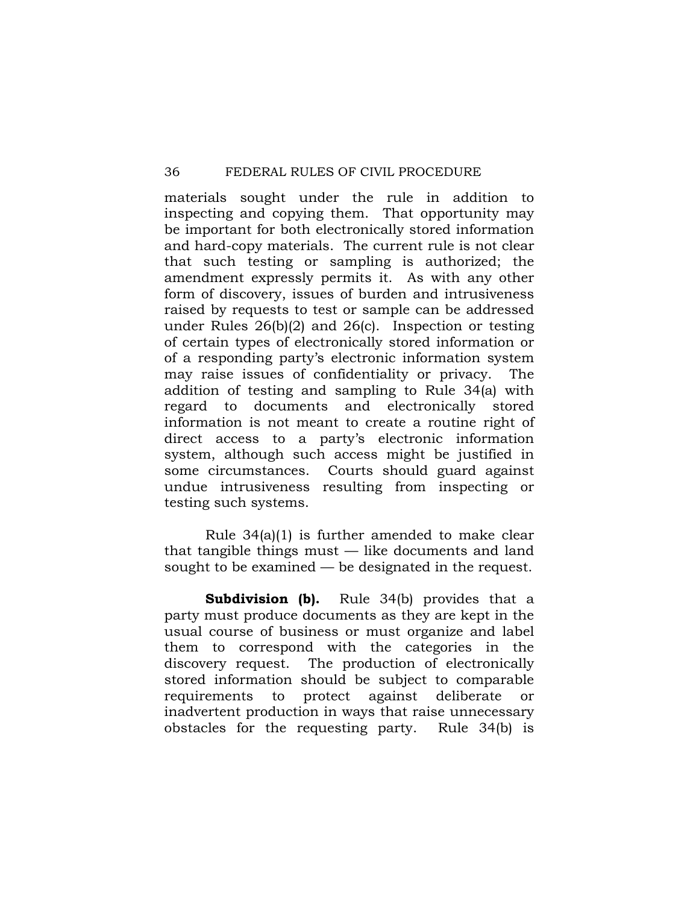materials sought under the rule in addition to inspecting and copying them. That opportunity may be important for both electronically stored information and hard-copy materials. The current rule is not clear that such testing or sampling is authorized; the amendment expressly permits it. As with any other form of discovery, issues of burden and intrusiveness raised by requests to test or sample can be addressed under Rules 26(b)(2) and 26(c). Inspection or testing of certain types of electronically stored information or of a responding party's electronic information system may raise issues of confidentiality or privacy. The addition of testing and sampling to Rule 34(a) with regard to documents and electronically stored information is not meant to create a routine right of direct access to a party's electronic information system, although such access might be justified in some circumstances. Courts should guard against undue intrusiveness resulting from inspecting or testing such systems.

Rule 34(a)(1) is further amended to make clear that tangible things must — like documents and land sought to be examined — be designated in the request.

**Subdivision (b).** Rule 34(b) provides that a party must produce documents as they are kept in the usual course of business or must organize and label them to correspond with the categories in the discovery request. The production of electronically stored information should be subject to comparable requirements to protect against deliberate or inadvertent production in ways that raise unnecessary obstacles for the requesting party. Rule 34(b) is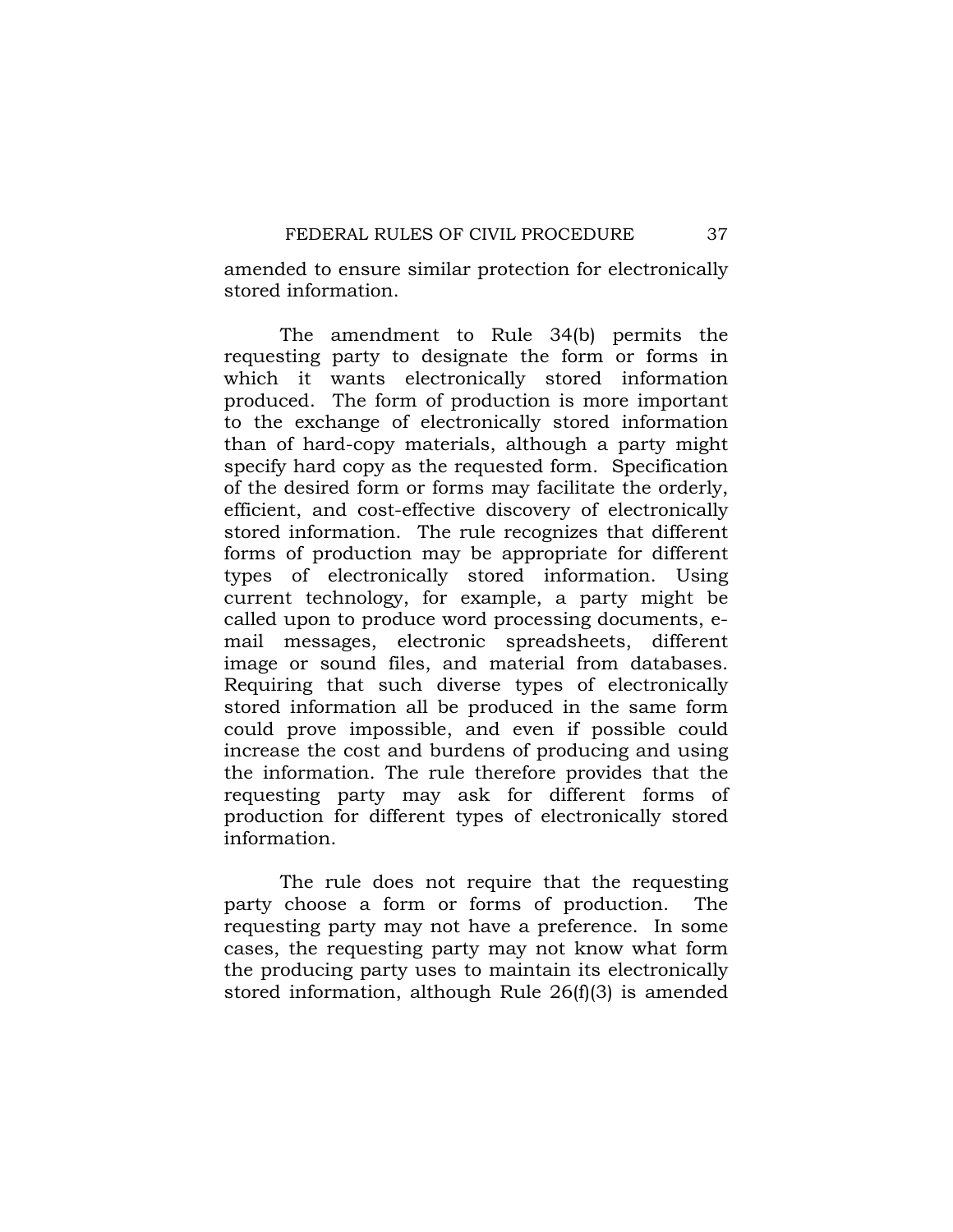amended to ensure similar protection for electronically stored information.

The amendment to Rule 34(b) permits the requesting party to designate the form or forms in which it wants electronically stored information produced. The form of production is more important to the exchange of electronically stored information than of hard-copy materials, although a party might specify hard copy as the requested form. Specification of the desired form or forms may facilitate the orderly, efficient, and cost-effective discovery of electronically stored information. The rule recognizes that different forms of production may be appropriate for different types of electronically stored information. Using current technology, for example, a party might be called upon to produce word processing documents, e-mail messages, electronic spreadsheets, different image or sound files, and material from databases. Requiring that such diverse types of electronically stored information all be produced in the same form could prove impossible, and even if possible could increase the cost and burdens of producing and using the information. The rule therefore provides that the requesting party may ask for different forms of production for different types of electronically stored information.

The rule does not require that the requesting party choose a form or forms of production. The requesting party may not have a preference. In some cases, the requesting party may not know what form the producing party uses to maintain its electronically stored information, although Rule 26(f)(3) is amended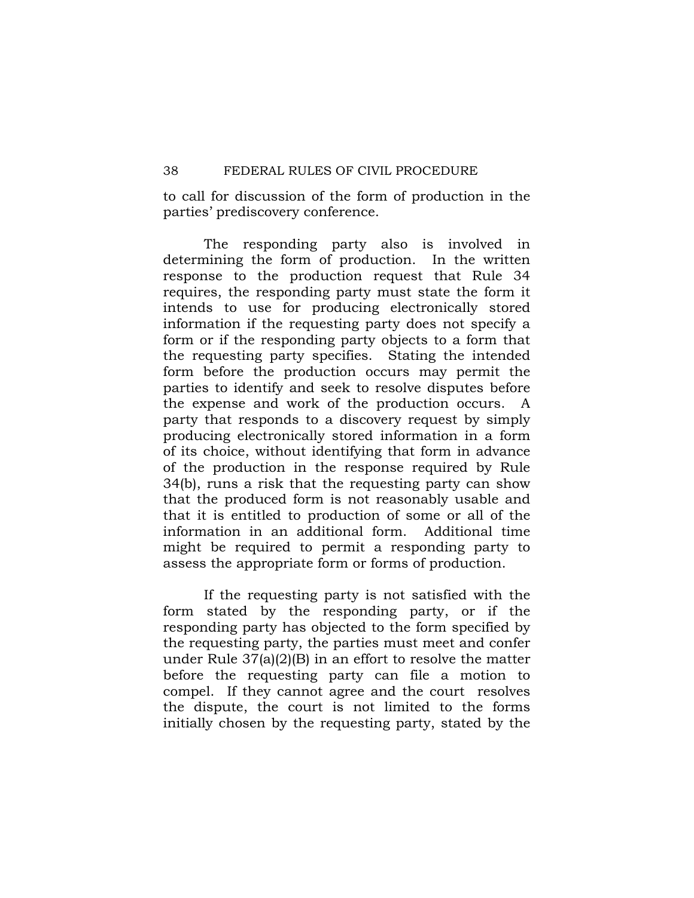to call for discussion of the form of production in the parties' prediscovery conference.

The responding party also is involved in determining the form of production. In the written response to the production request that Rule 34 requires, the responding party must state the form it intends to use for producing electronically stored information if the requesting party does not specify a form or if the responding party objects to a form that the requesting party specifies. Stating the intended form before the production occurs may permit the parties to identify and seek to resolve disputes before the expense and work of the production occurs. A party that responds to a discovery request by simply producing electronically stored information in a form of its choice, without identifying that form in advance of the production in the response required by Rule 34(b), runs a risk that the requesting party can show that the produced form is not reasonably usable and that it is entitled to production of some or all of the information in an additional form. Additional time might be required to permit a responding party to assess the appropriate form or forms of production.

If the requesting party is not satisfied with the form stated by the responding party, or if the responding party has objected to the form specified by the requesting party, the parties must meet and confer under Rule 37(a)(2)(B) in an effort to resolve the matter before the requesting party can file a motion to compel. If they cannot agree and the court resolves the dispute, the court is not limited to the forms initially chosen by the requesting party, stated by the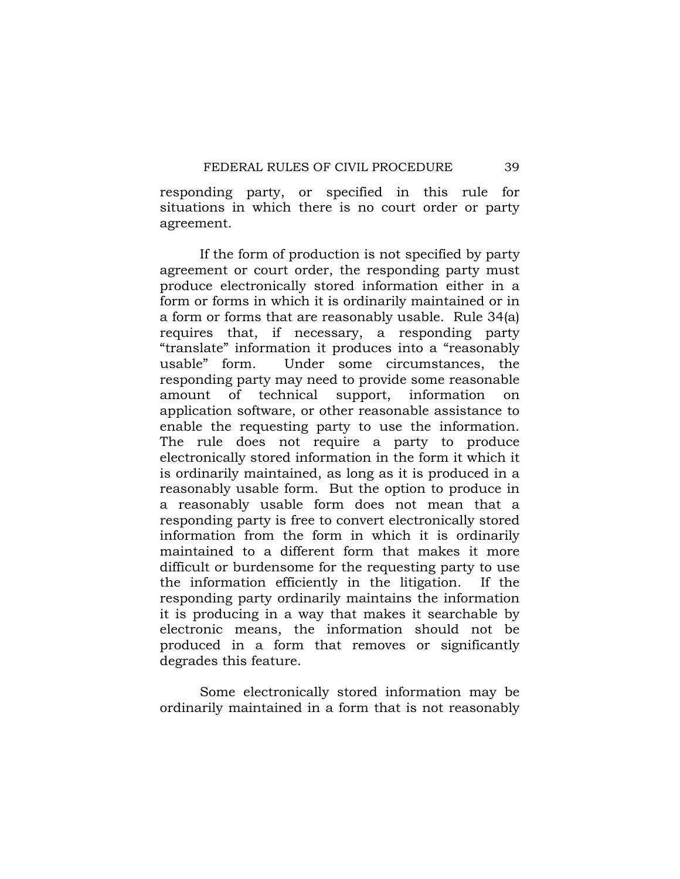responding party, or specified in this rule for situations in which there is no court order or party agreement.

If the form of production is not specified by party agreement or court order, the responding party must produce electronically stored information either in a form or forms in which it is ordinarily maintained or in a form or forms that are reasonably usable. Rule 34(a) requires that, if necessary, a responding party "translate" information it produces into a "reasonably usable" form. Under some circumstances, the responding party may need to provide some reasonable amount of technical support, information on application software, or other reasonable assistance to enable the requesting party to use the information. The rule does not require a party to produce electronically stored information in the form it which it is ordinarily maintained, as long as it is produced in a reasonably usable form. But the option to produce in a reasonably usable form does not mean that a responding party is free to convert electronically stored information from the form in which it is ordinarily maintained to a different form that makes it more difficult or burdensome for the requesting party to use the information efficiently in the litigation. If the responding party ordinarily maintains the information it is producing in a way that makes it searchable by electronic means, the information should not be produced in a form that removes or significantly degrades this feature.

Some electronically stored information may be ordinarily maintained in a form that is not reasonably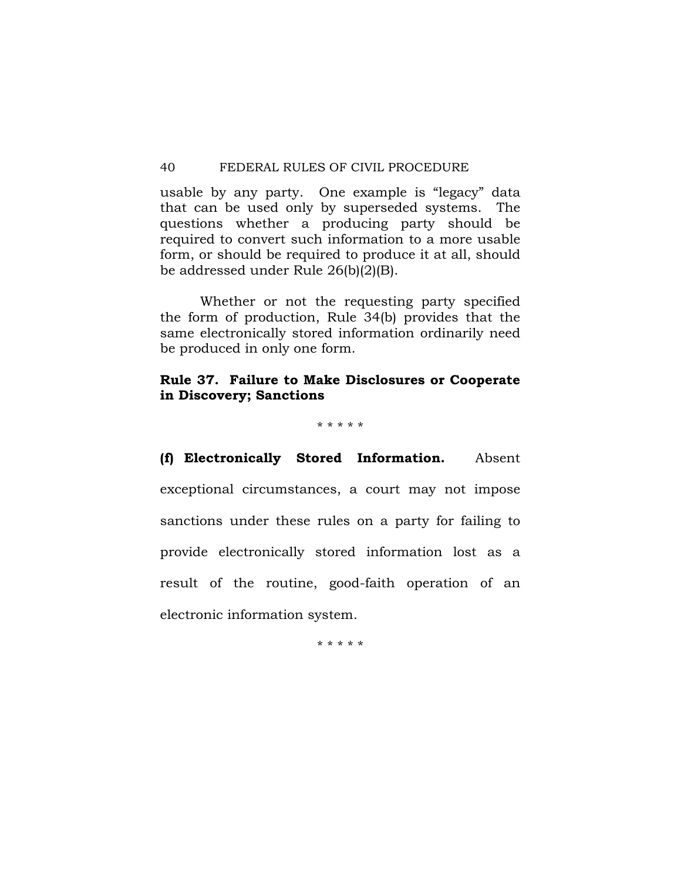usable by any party. One example is "legacy" data that can be used only by superseded systems. The questions whether a producing party should be required to convert such information to a more usable form, or should be required to produce it at all, should be addressed under Rule 26(b)(2)(B).

Whether or not the requesting party specified the form of production, Rule 34(b) provides that the same electronically stored information ordinarily need be produced in only one form.

**Rule 37. Failure to Make Disclosures or Cooperate in Discovery; Sanctions**

\* \* \* \* \*

**(f) Electronically Stored Information.** Absent exceptional circumstances, a court may not impose sanctions under these rules on a party for failing to provide electronically stored information lost as a result of the routine, good-faith operation of an electronic information system.

\* \* \* \* \*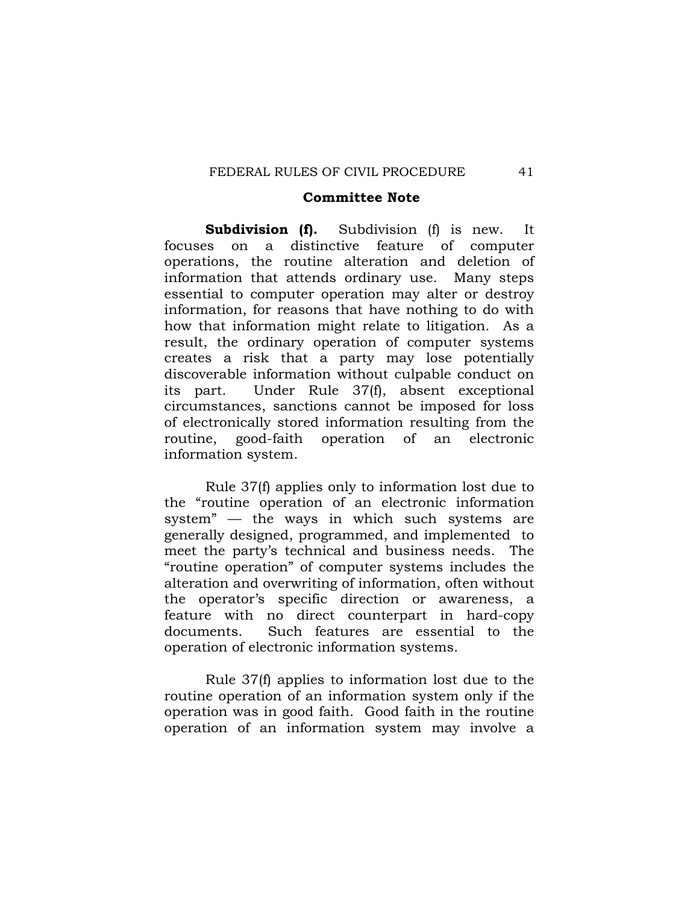## Committee Note

**Subdivision (f).** Subdivision (f) is new. It focuses on a distinctive feature of computer operations, the routine alteration and deletion of information that attends ordinary use. Many steps essential to computer operation may alter or destroy information, for reasons that have nothing to do with how that information might relate to litigation. As a result, the ordinary operation of computer systems creates a risk that a party may lose potentially discoverable information without culpable conduct on its part. Under Rule 37(f), absent exceptional circumstances, sanctions cannot be imposed for loss of electronically stored information resulting from the routine, good-faith operation of an electronic information system.

Rule 37(f) applies only to information lost due to the "routine operation of an electronic information system" — the ways in which such systems are generally designed, programmed, and implemented to meet the party's technical and business needs. The "routine operation" of computer systems includes the alteration and overwriting of information, often without the operator's specific direction or awareness, a feature with no direct counterpart in hard-copy documents. Such features are essential to the operation of electronic information systems.

Rule 37(f) applies to information lost due to the routine operation of an information system only if the operation was in good faith. Good faith in the routine operation of an information system may involve a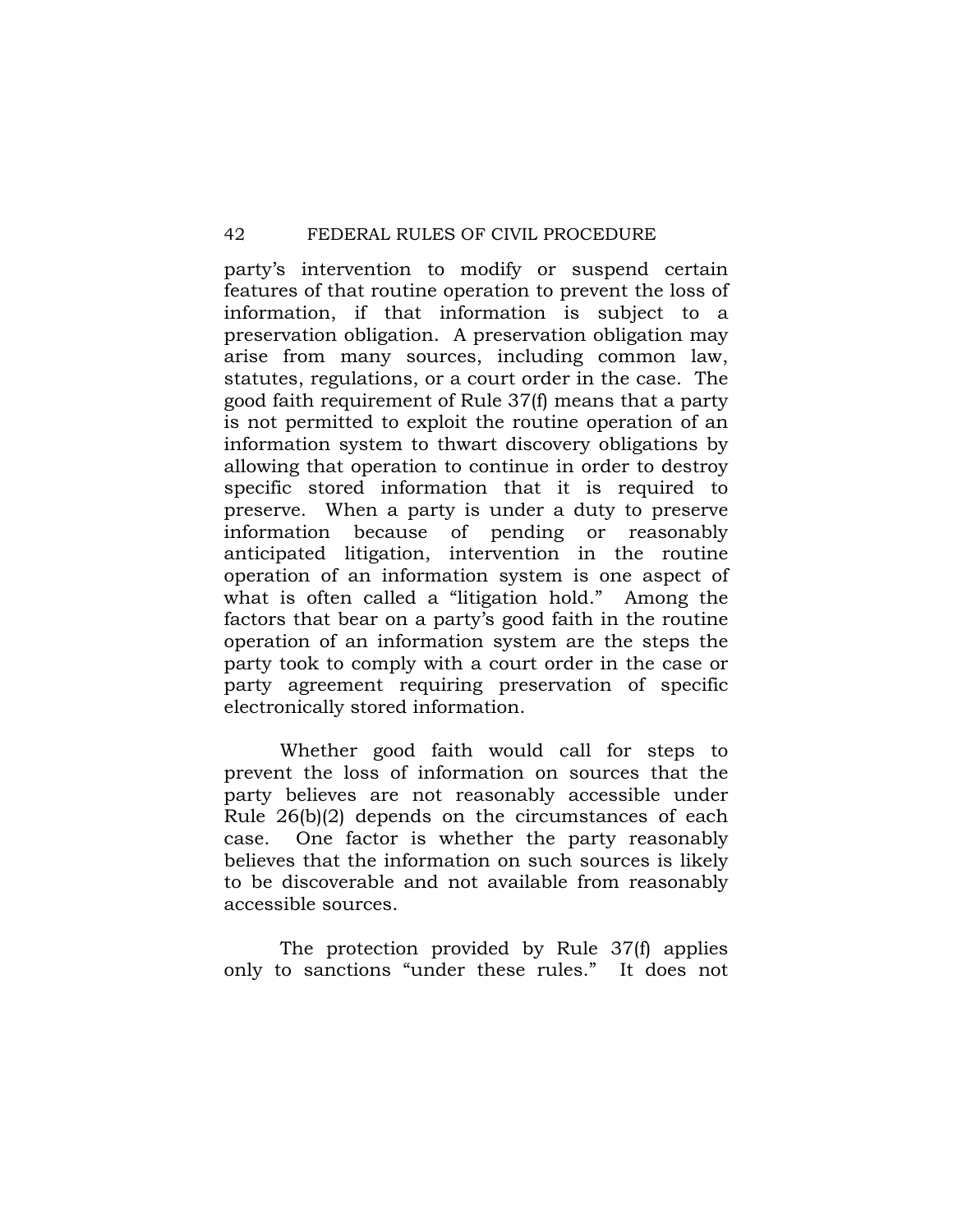party's intervention to modify or suspend certain features of that routine operation to prevent the loss of information, if that information is subject to a preservation obligation. A preservation obligation may arise from many sources, including common law, statutes, regulations, or a court order in the case. The good faith requirement of Rule 37(f) means that a party is not permitted to exploit the routine operation of an information system to thwart discovery obligations by allowing that operation to continue in order to destroy specific stored information that it is required to preserve. When a party is under a duty to preserve information because of pending or reasonably anticipated litigation, intervention in the routine operation of an information system is one aspect of what is often called a "litigation hold." Among the factors that bear on a party's good faith in the routine operation of an information system are the steps the party took to comply with a court order in the case or party agreement requiring preservation of specific electronically stored information.

Whether good faith would call for steps to prevent the loss of information on sources that the party believes are not reasonably accessible under Rule 26(b)(2) depends on the circumstances of each case. One factor is whether the party reasonably believes that the information on such sources is likely to be discoverable and not available from reasonably accessible sources.

The protection provided by Rule 37(f) applies only to sanctions "under these rules." It does not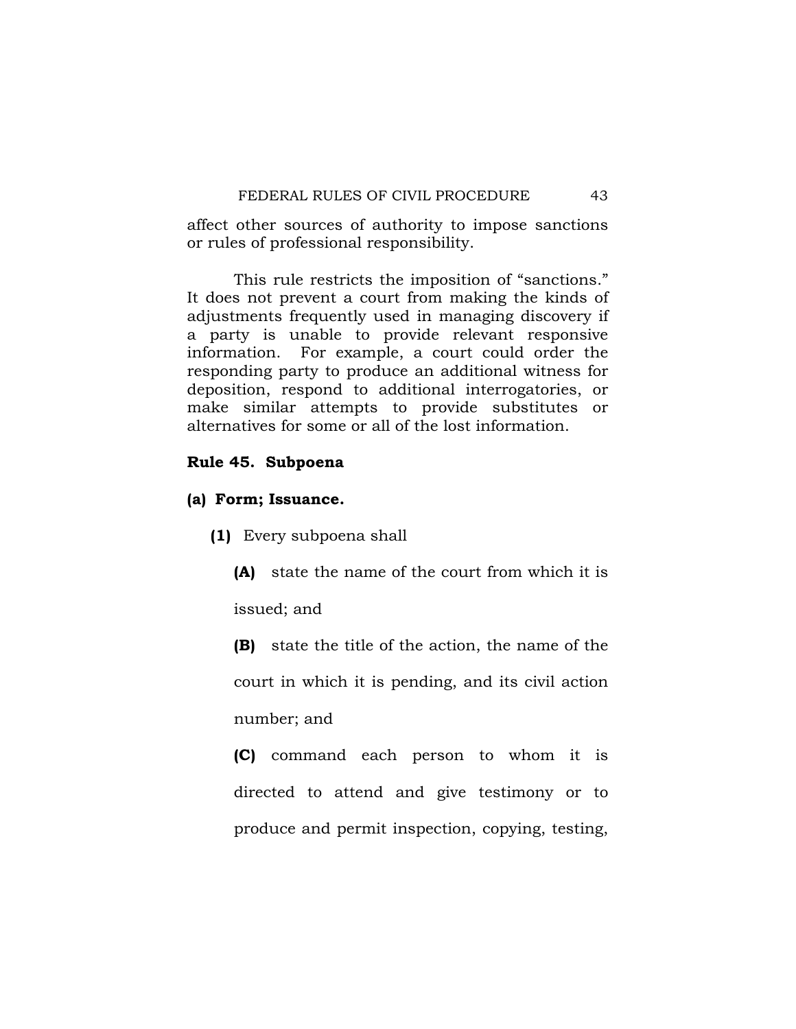affect other sources of authority to impose sanctions or rules of professional responsibility.

This rule restricts the imposition of "sanctions." It does not prevent a court from making the kinds of adjustments frequently used in managing discovery if a party is unable to provide relevant responsive information. For example, a court could order the responding party to produce an additional witness for deposition, respond to additional interrogatories, or make similar attempts to provide substitutes or alternatives for some or all of the lost information.

## Rule 45. Subpoena

### (a) Form; Issuance.

**(1)** Every subpoena shall

**(A)** state the name of the court from which it is issued; and

**(B)** state the title of the action, the name of the court in which it is pending, and its civil action number; and

**(C)** command each person to whom it is directed to attend and give testimony or to produce and permit inspection, copying, testing,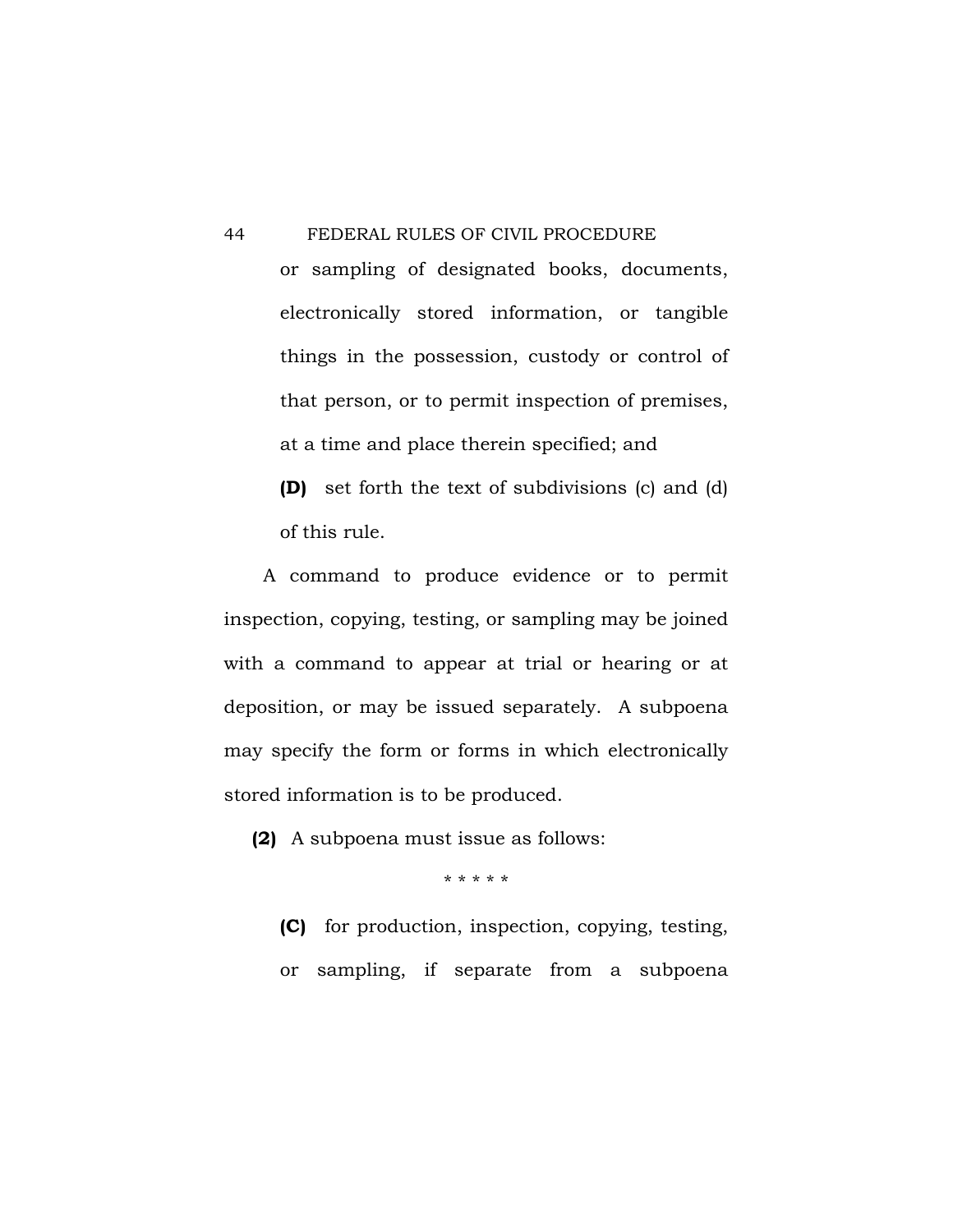or sampling of designated books, documents, electronically stored information, or tangible things in the possession, custody or control of that person, or to permit inspection of premises, at a time and place therein specified; and

**(D)** set forth the text of subdivisions (c) and (d) of this rule.

A command to produce evidence or to permit inspection, copying, testing, or sampling may be joined with a command to appear at trial or hearing or at deposition, or may be issued separately. A subpoena may specify the form or forms in which electronically stored information is to be produced.

**(2)** A subpoena must issue as follows:

\* \* \* \* \*

**(C)** for production, inspection, copying, testing, or sampling, if separate from a subpoena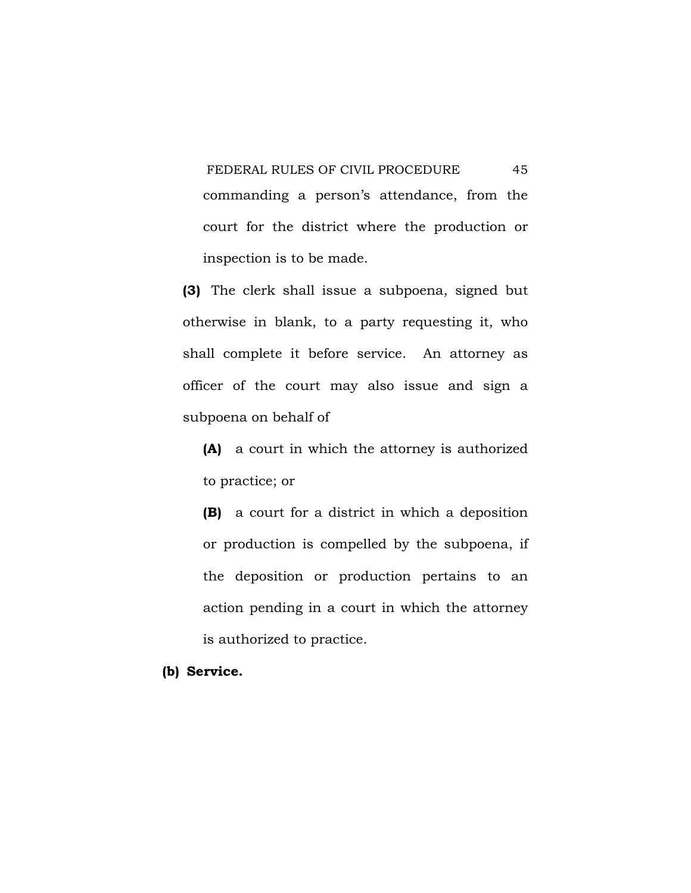commanding a person's attendance, from the court for the district where the production or inspection is to be made.

**(3)** The clerk shall issue a subpoena, signed but otherwise in blank, to a party requesting it, who shall complete it before service. An attorney as officer of the court may also issue and sign a subpoena on behalf of

**(A)** a court in which the attorney is authorized to practice; or

**(B)** a court for a district in which a deposition or production is compelled by the subpoena, if the deposition or production pertains to an action pending in a court in which the attorney is authorized to practice.

**(b) Service.**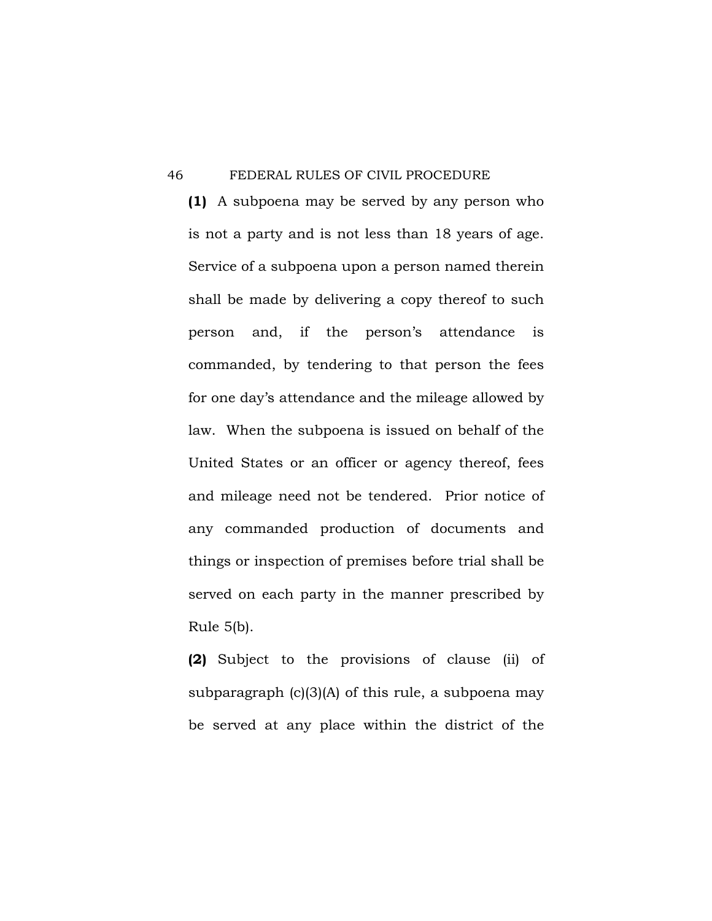**(1)** A subpoena may be served by any person who is not a party and is not less than 18 years of age. Service of a subpoena upon a person named therein shall be made by delivering a copy thereof to such person and, if the person's attendance is commanded, by tendering to that person the fees for one day's attendance and the mileage allowed by law. When the subpoena is issued on behalf of the United States or an officer or agency thereof, fees and mileage need not be tendered. Prior notice of any commanded production of documents and things or inspection of premises before trial shall be served on each party in the manner prescribed by Rule 5(b).

**(2)** Subject to the provisions of clause (ii) of subparagraph (c)(3)(A) of this rule, a subpoena may be served at any place within the district of the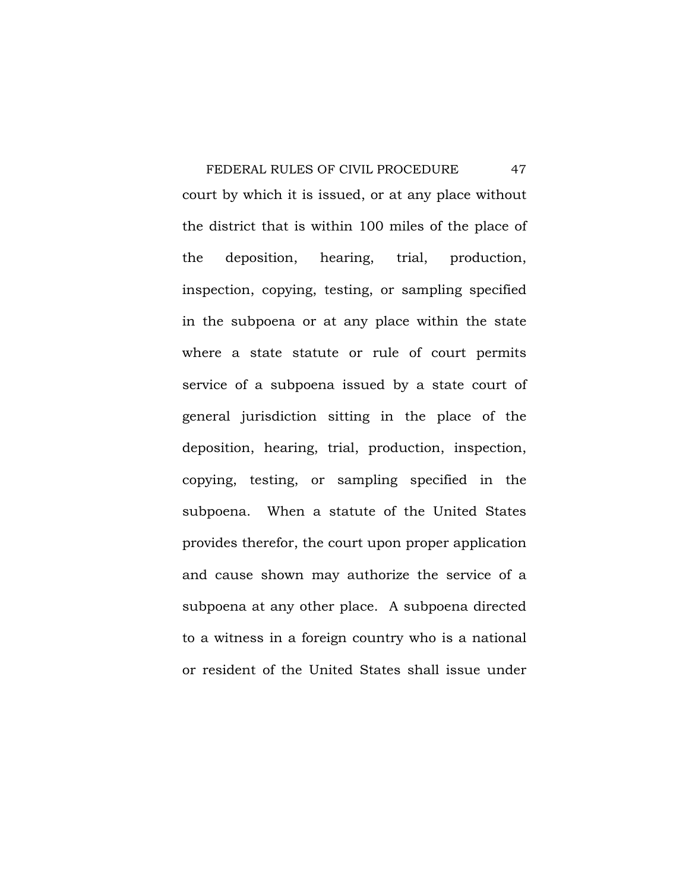court by which it is issued, or at any place without the district that is within 100 miles of the place of the deposition, hearing, trial, production, inspection, copying, testing, or sampling specified in the subpoena or at any place within the state where a state statute or rule of court permits service of a subpoena issued by a state court of general jurisdiction sitting in the place of the deposition, hearing, trial, production, inspection, copying, testing, or sampling specified in the subpoena. When a statute of the United States provides therefor, the court upon proper application and cause shown may authorize the service of a subpoena at any other place. A subpoena directed to a witness in a foreign country who is a national or resident of the United States shall issue under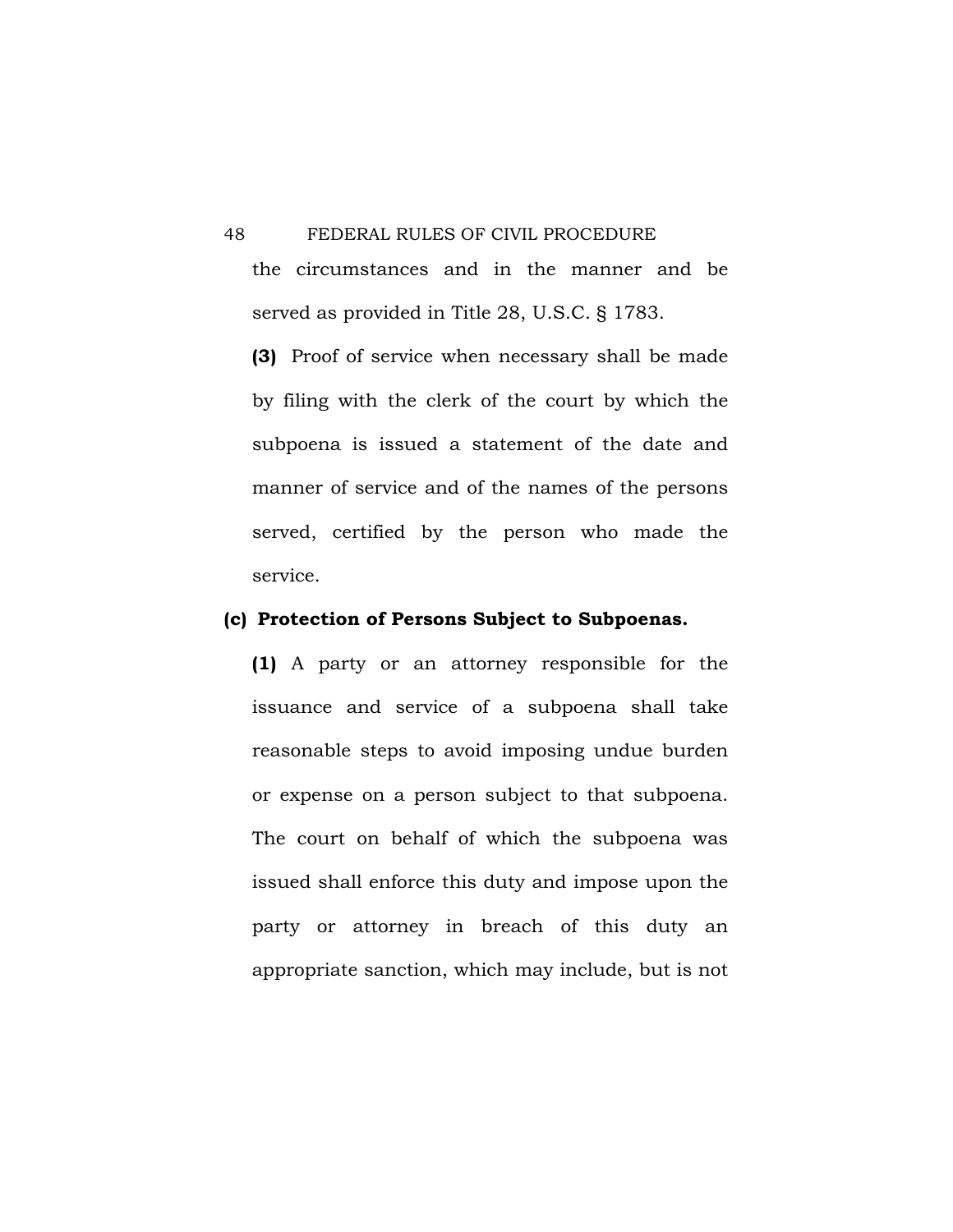the circumstances and in the manner and be served as provided in Title 28, U.S.C. § 1783.

**(3)** Proof of service when necessary shall be made by filing with the clerk of the court by which the subpoena is issued a statement of the date and manner of service and of the names of the persons served, certified by the person who made the service.

**(c) Protection of Persons Subject to Subpoenas.**

**(1)** A party or an attorney responsible for the issuance and service of a subpoena shall take reasonable steps to avoid imposing undue burden or expense on a person subject to that subpoena. The court on behalf of which the subpoena was issued shall enforce this duty and impose upon the party or attorney in breach of this duty an appropriate sanction, which may include, but is not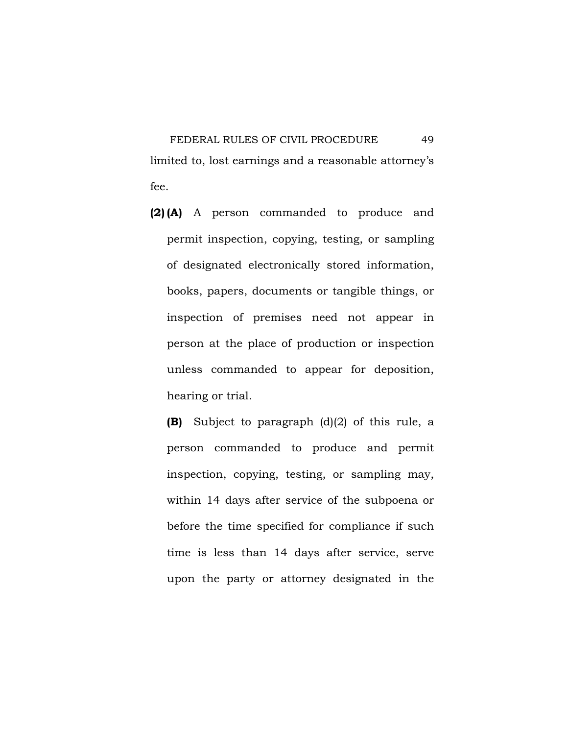limited to, lost earnings and a reasonable attorney's fee.

**(2) (A)** A person commanded to produce and permit inspection, copying, testing, or sampling of designated electronically stored information, books, papers, documents or tangible things, or inspection of premises need not appear in person at the place of production or inspection unless commanded to appear for deposition, hearing or trial.

**(B)** Subject to paragraph (d)(2) of this rule, a person commanded to produce and permit inspection, copying, testing, or sampling may, within 14 days after service of the subpoena or before the time specified for compliance if such time is less than 14 days after service, serve upon the party or attorney designated in the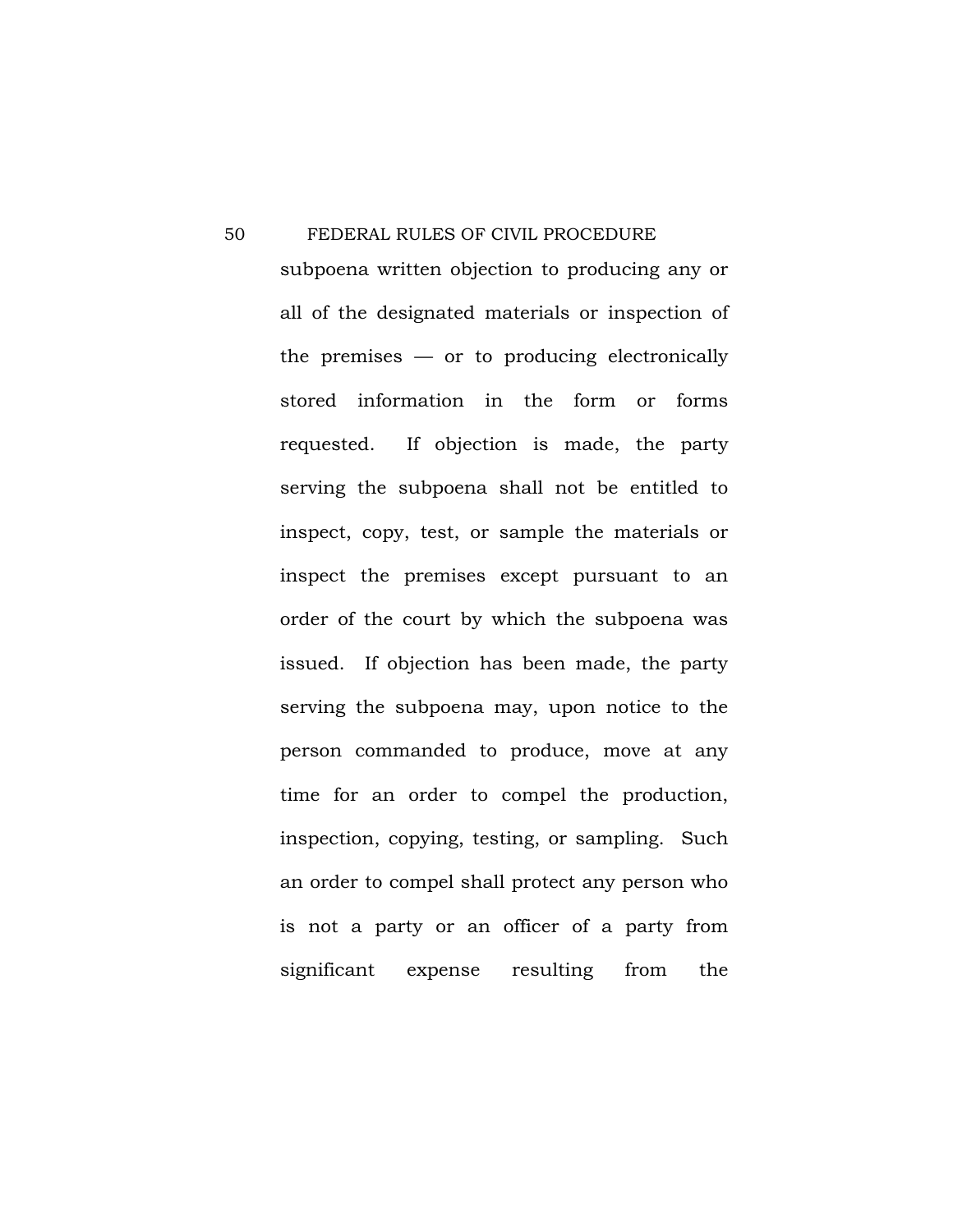subpoena written objection to producing any or all of the designated materials or inspection of the premises — or to producing electronically stored information in the form or forms requested. If objection is made, the party serving the subpoena shall not be entitled to inspect, copy, test, or sample the materials or inspect the premises except pursuant to an order of the court by which the subpoena was issued. If objection has been made, the party serving the subpoena may, upon notice to the person commanded to produce, move at any time for an order to compel the production, inspection, copying, testing, or sampling. Such an order to compel shall protect any person who is not a party or an officer of a party from significant expense resulting from the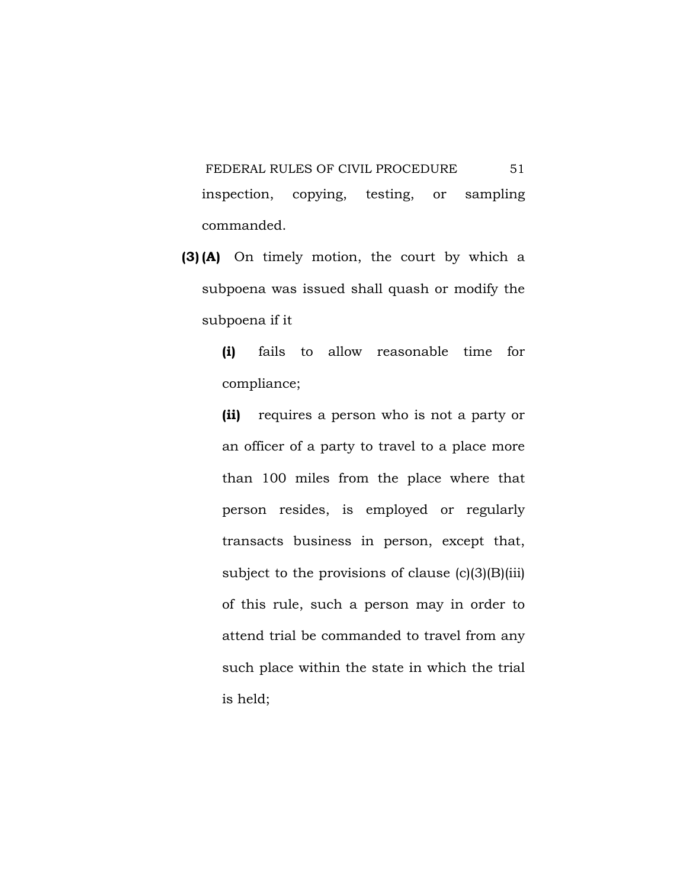inspection, copying, testing, or sampling commanded.

**(3) (A)** On timely motion, the court by which a subpoena was issued shall quash or modify the subpoena if it

**(i)** fails to allow reasonable time for compliance;

**(ii)** requires a person who is not a party or an officer of a party to travel to a place more than 100 miles from the place where that person resides, is employed or regularly transacts business in person, except that, subject to the provisions of clause (c)(3)(B)(iii) of this rule, such a person may in order to attend trial be commanded to travel from any such place within the state in which the trial is held;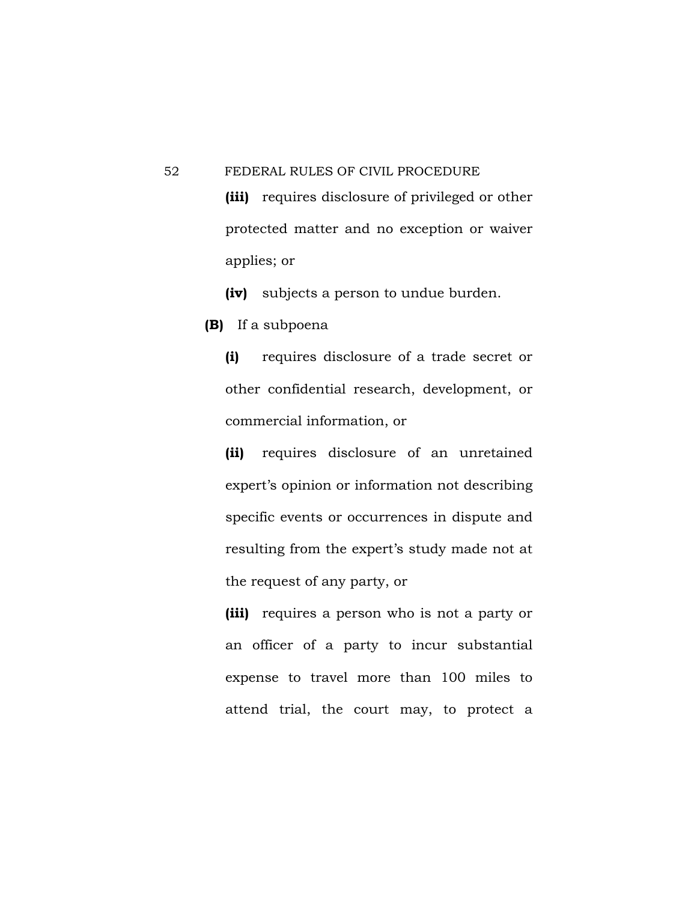**(iii)** requires disclosure of privileged or other protected matter and no exception or waiver applies; or

**(iv)** subjects a person to undue burden.

**(B)** If a subpoena

**(i)** requires disclosure of a trade secret or other confidential research, development, or commercial information, or

**(ii)** requires disclosure of an unretained expert's opinion or information not describing specific events or occurrences in dispute and resulting from the expert's study made not at the request of any party, or

**(iii)** requires a person who is not a party or an officer of a party to incur substantial expense to travel more than 100 miles to attend trial, the court may, to protect a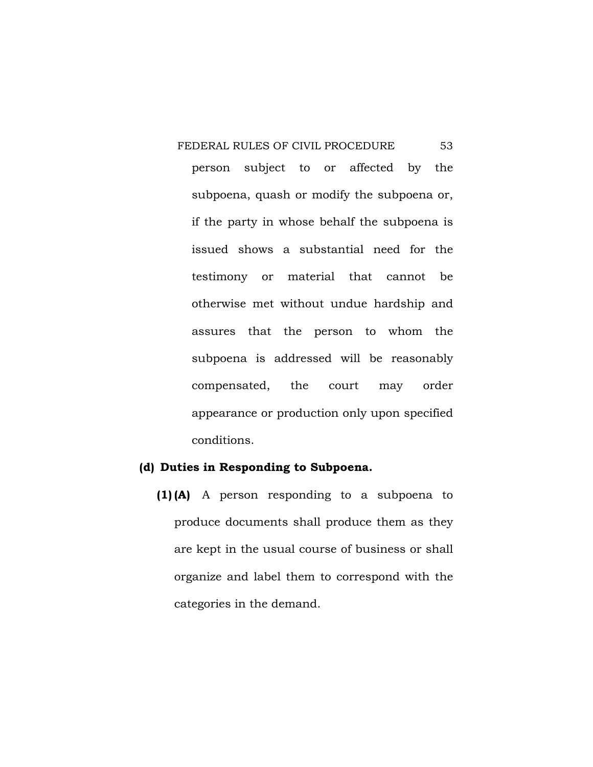person subject to or affected by the subpoena, quash or modify the subpoena or, if the party in whose behalf the subpoena is issued shows a substantial need for the testimony or material that cannot be otherwise met without undue hardship and assures that the person to whom the subpoena is addressed will be reasonably compensated, the court may order appearance or production only upon specified conditions.

**(d) Duties in Responding to Subpoena.**

**(1) (A)** A person responding to a subpoena to produce documents shall produce them as they are kept in the usual course of business or shall organize and label them to correspond with the categories in the demand.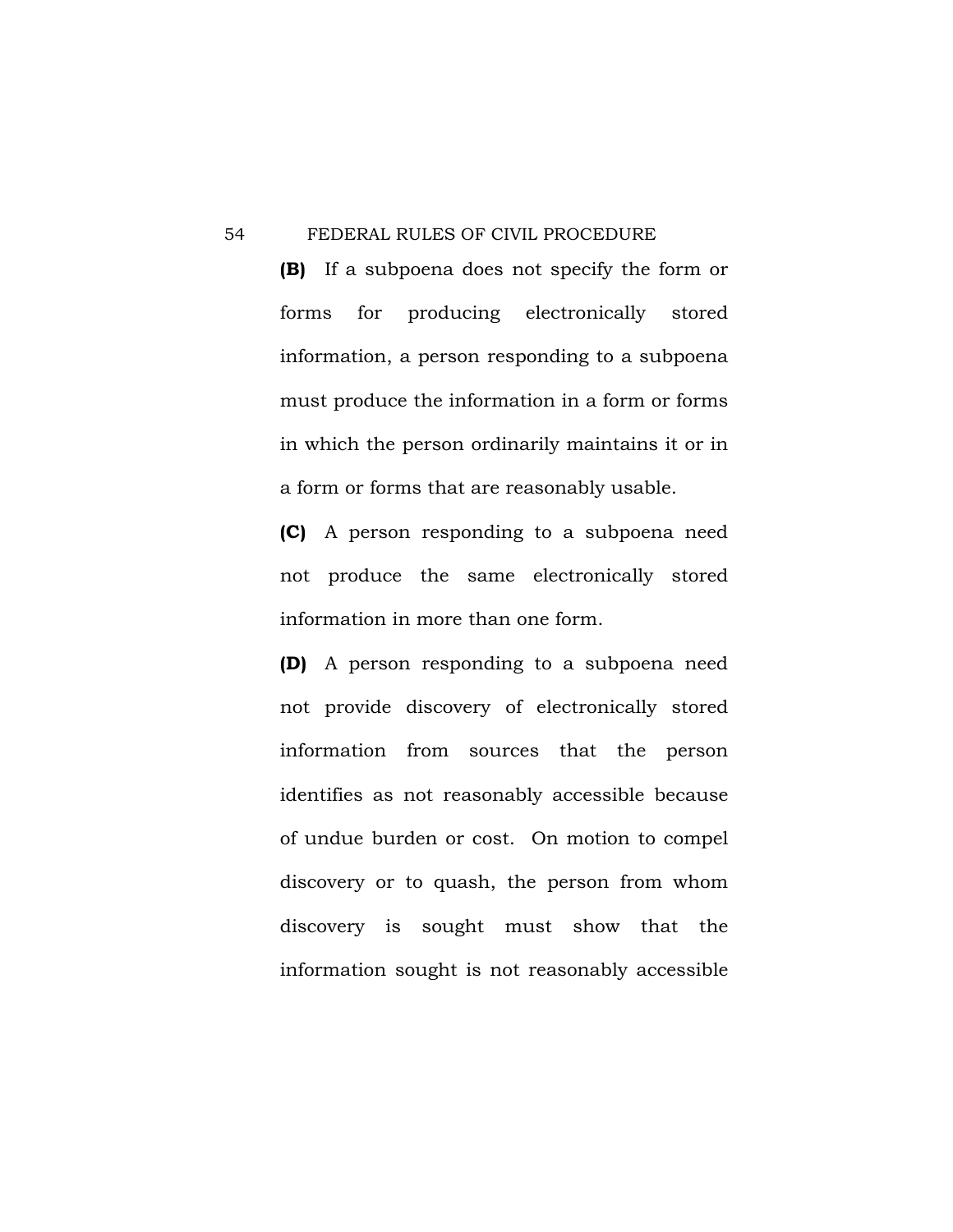**(B)** If a subpoena does not specify the form or forms for producing electronically stored information, a person responding to a subpoena must produce the information in a form or forms in which the person ordinarily maintains it or in a form or forms that are reasonably usable.

**(C)** A person responding to a subpoena need not produce the same electronically stored information in more than one form.

**(D)** A person responding to a subpoena need not provide discovery of electronically stored information from sources that the person identifies as not reasonably accessible because of undue burden or cost. On motion to compel discovery or to quash, the person from whom discovery is sought must show that the information sought is not reasonably accessible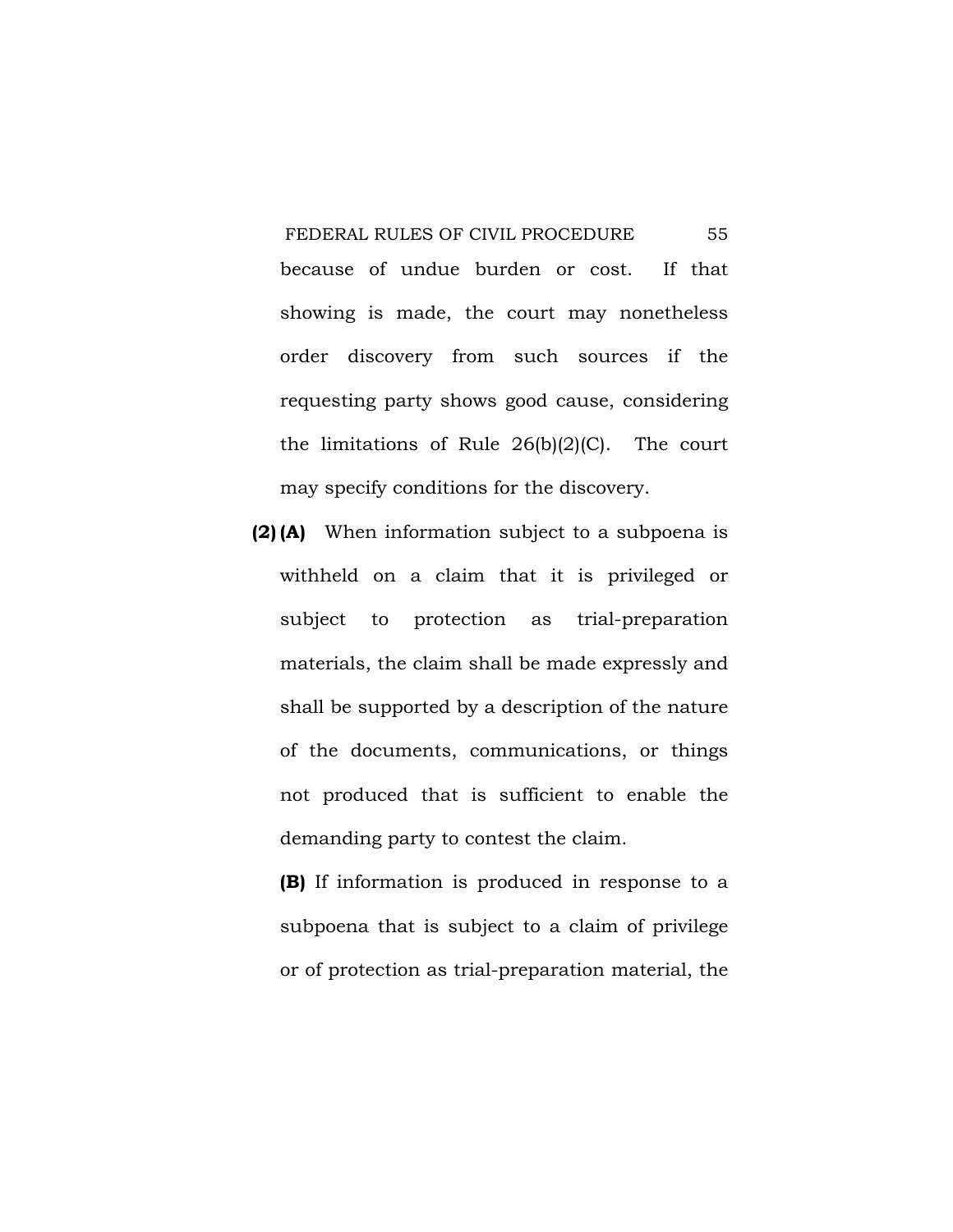because of undue burden or cost. If that showing is made, the court may nonetheless order discovery from such sources if the requesting party shows good cause, considering the limitations of Rule 26(b)(2)(C). The court may specify conditions for the discovery.

**(2)** **(A)** When information subject to a subpoena is withheld on a claim that it is privileged or subject to protection as trial-preparation materials, the claim shall be made expressly and shall be supported by a description of the nature of the documents, communications, or things not produced that is sufficient to enable the demanding party to contest the claim.

**(B)** If information is produced in response to a subpoena that is subject to a claim of privilege or of protection as trial-preparation material, the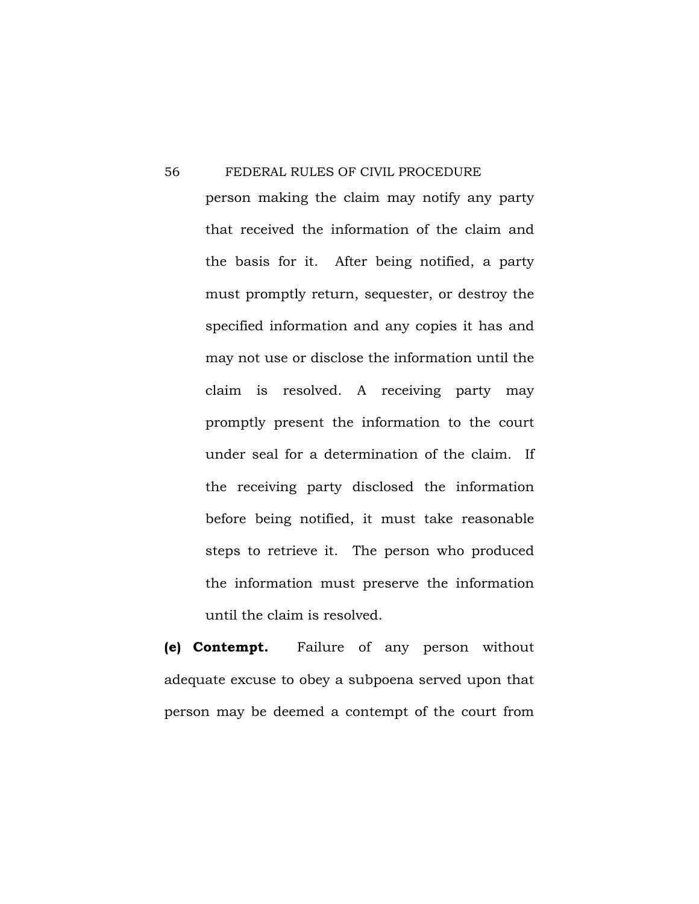person making the claim may notify any party that received the information of the claim and the basis for it. After being notified, a party must promptly return, sequester, or destroy the specified information and any copies it has and may not use or disclose the information until the claim is resolved. A receiving party may promptly present the information to the court under seal for a determination of the claim. If the receiving party disclosed the information before being notified, it must take reasonable steps to retrieve it. The person who produced the information must preserve the information until the claim is resolved.

**(e) Contempt.** Failure of any person without adequate excuse to obey a subpoena served upon that person may be deemed a contempt of the court from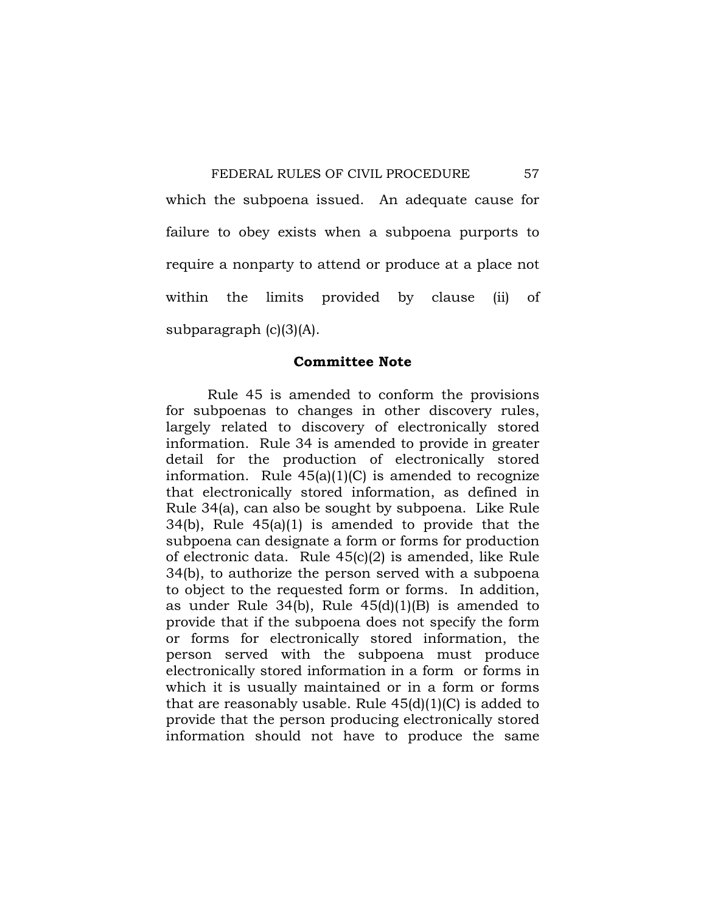which the subpoena issued. An adequate cause for failure to obey exists when a subpoena purports to require a nonparty to attend or produce at a place not within the limits provided by clause (ii) of subparagraph (c)(3)(A).

## Committee Note

Rule 45 is amended to conform the provisions for subpoenas to changes in other discovery rules, largely related to discovery of electronically stored information. Rule 34 is amended to provide in greater detail for the production of electronically stored information. Rule 45(a)(1)(C) is amended to recognize that electronically stored information, as defined in Rule 34(a), can also be sought by subpoena. Like Rule 34(b), Rule 45(a)(1) is amended to provide that the subpoena can designate a form or forms for production of electronic data. Rule 45(c)(2) is amended, like Rule 34(b), to authorize the person served with a subpoena to object to the requested form or forms. In addition, as under Rule 34(b), Rule 45(d)(1)(B) is amended to provide that if the subpoena does not specify the form or forms for electronically stored information, the person served with the subpoena must produce electronically stored information in a form or forms in which it is usually maintained or in a form or forms that are reasonably usable. Rule 45(d)(1)(C) is added to provide that the person producing electronically stored information should not have to produce the same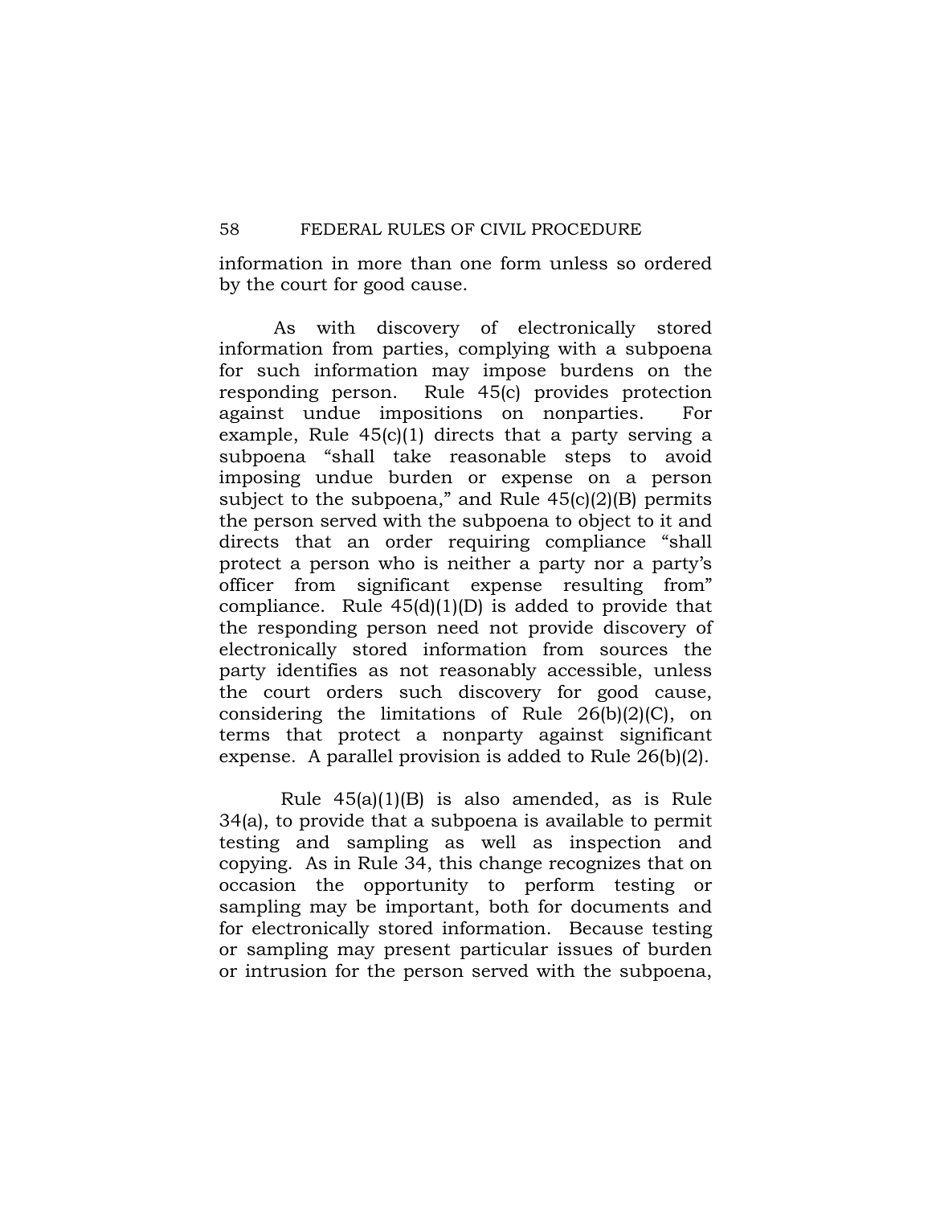information in more than one form unless so ordered by the court for good cause.

As with discovery of electronically stored information from parties, complying with a subpoena for such information may impose burdens on the responding person. Rule 45(c) provides protection against undue impositions on nonparties. For example, Rule 45(c)(1) directs that a party serving a subpoena "shall take reasonable steps to avoid imposing undue burden or expense on a person subject to the subpoena," and Rule 45(c)(2)(B) permits the person served with the subpoena to object to it and directs that an order requiring compliance "shall protect a person who is neither a party nor a party's officer from significant expense resulting from" compliance. Rule 45(d)(1)(D) is added to provide that the responding person need not provide discovery of electronically stored information from sources the party identifies as not reasonably accessible, unless the court orders such discovery for good cause, considering the limitations of Rule 26(b)(2)(C), on terms that protect a nonparty against significant expense. A parallel provision is added to Rule 26(b)(2).

Rule 45(a)(1)(B) is also amended, as is Rule 34(a), to provide that a subpoena is available to permit testing and sampling as well as inspection and copying. As in Rule 34, this change recognizes that on occasion the opportunity to perform testing or sampling may be important, both for documents and for electronically stored information. Because testing or sampling may present particular issues of burden or intrusion for the person served with the subpoena,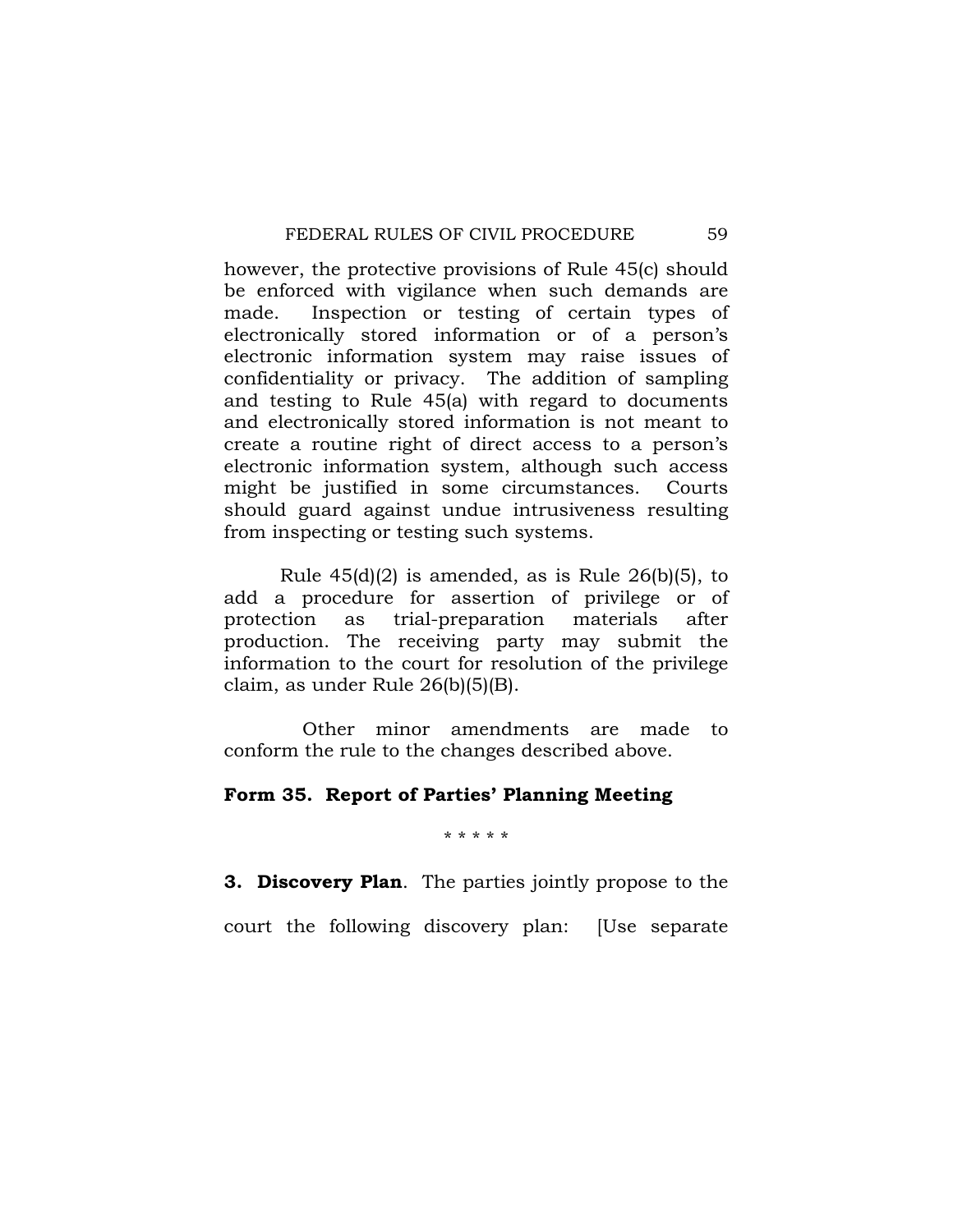however, the protective provisions of Rule 45(c) should be enforced with vigilance when such demands are made. Inspection or testing of certain types of electronically stored information or of a person's electronic information system may raise issues of confidentiality or privacy. The addition of sampling and testing to Rule 45(a) with regard to documents and electronically stored information is not meant to create a routine right of direct access to a person's electronic information system, although such access might be justified in some circumstances. Courts should guard against undue intrusiveness resulting from inspecting or testing such systems.

Rule 45(d)(2) is amended, as is Rule 26(b)(5), to add a procedure for assertion of privilege or of protection as trial-preparation materials after production. The receiving party may submit the information to the court for resolution of the privilege claim, as under Rule 26(b)(5)(B).

Other minor amendments are made to conform the rule to the changes described above.

**Form 35. Report of Parties' Planning Meeting**

\* \* \* \* \*

**3. Discovery Plan**. The parties jointly propose to the court the following discovery plan: [Use separate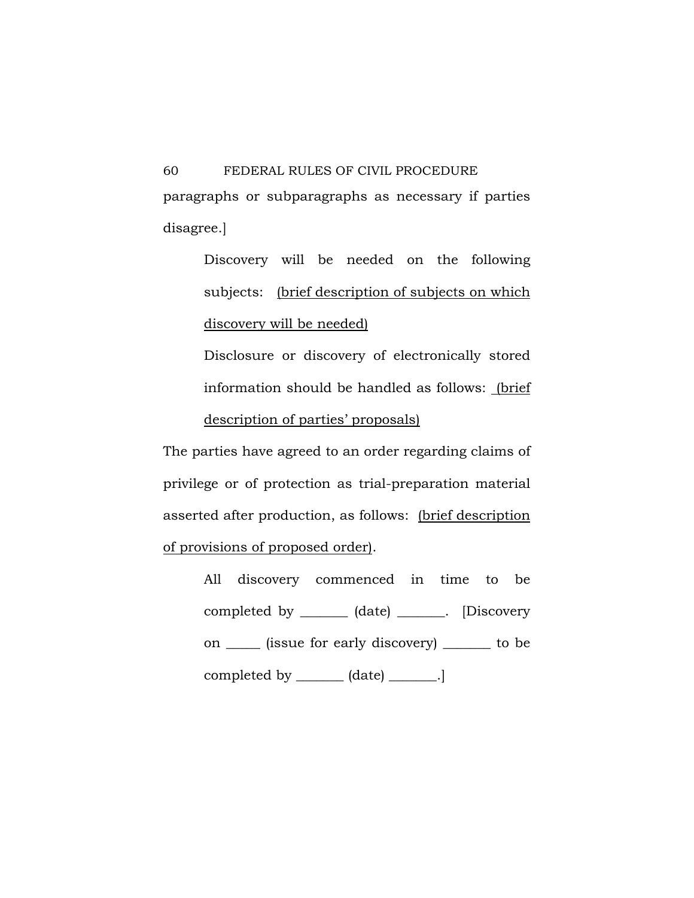paragraphs or subparagraphs as necessary if parties disagree.]

> Discovery will be needed on the following subjects: <u>(brief description of subjects on which discovery will be needed)</u>
>
> Disclosure or discovery of electronically stored information should be handled as follows: <u>(brief description of parties' proposals)</u>

The parties have agreed to an order regarding claims of privilege or of protection as trial-preparation material asserted after production, as follows: <u>(brief description of provisions of proposed order)</u>.

> All discovery commenced in time to be completed by _______ (date) _______. [Discovery on _____ (issue for early discovery) _______ to be completed by _______ (date) _______.]